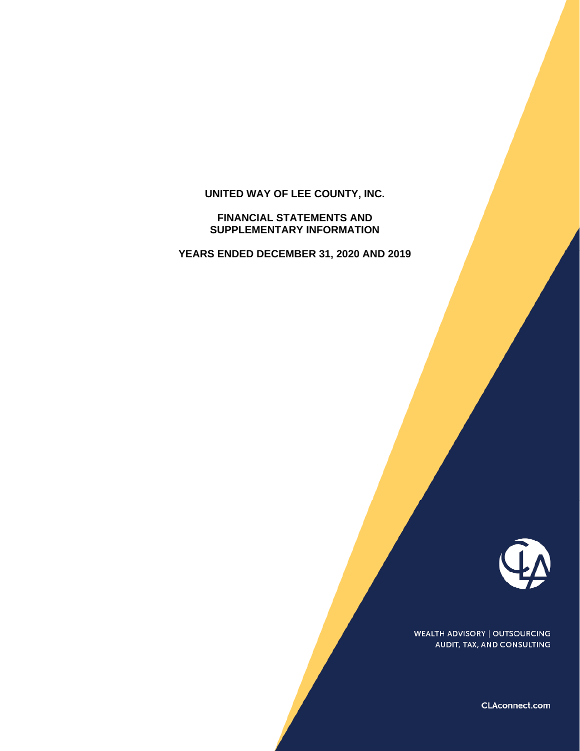# UNITED WAY OF LEE COUNTY, INC.

## FINANCIAL STATEMENTS AND SUPPLEMENTARY INFORMATION

## YEARS ENDED DECEMBER 31, 2020 AND 2019

WEALTH ADVISORY | OUTSOURCING
AUDIT, TAX, AND CONSULTING

CLAconnect.com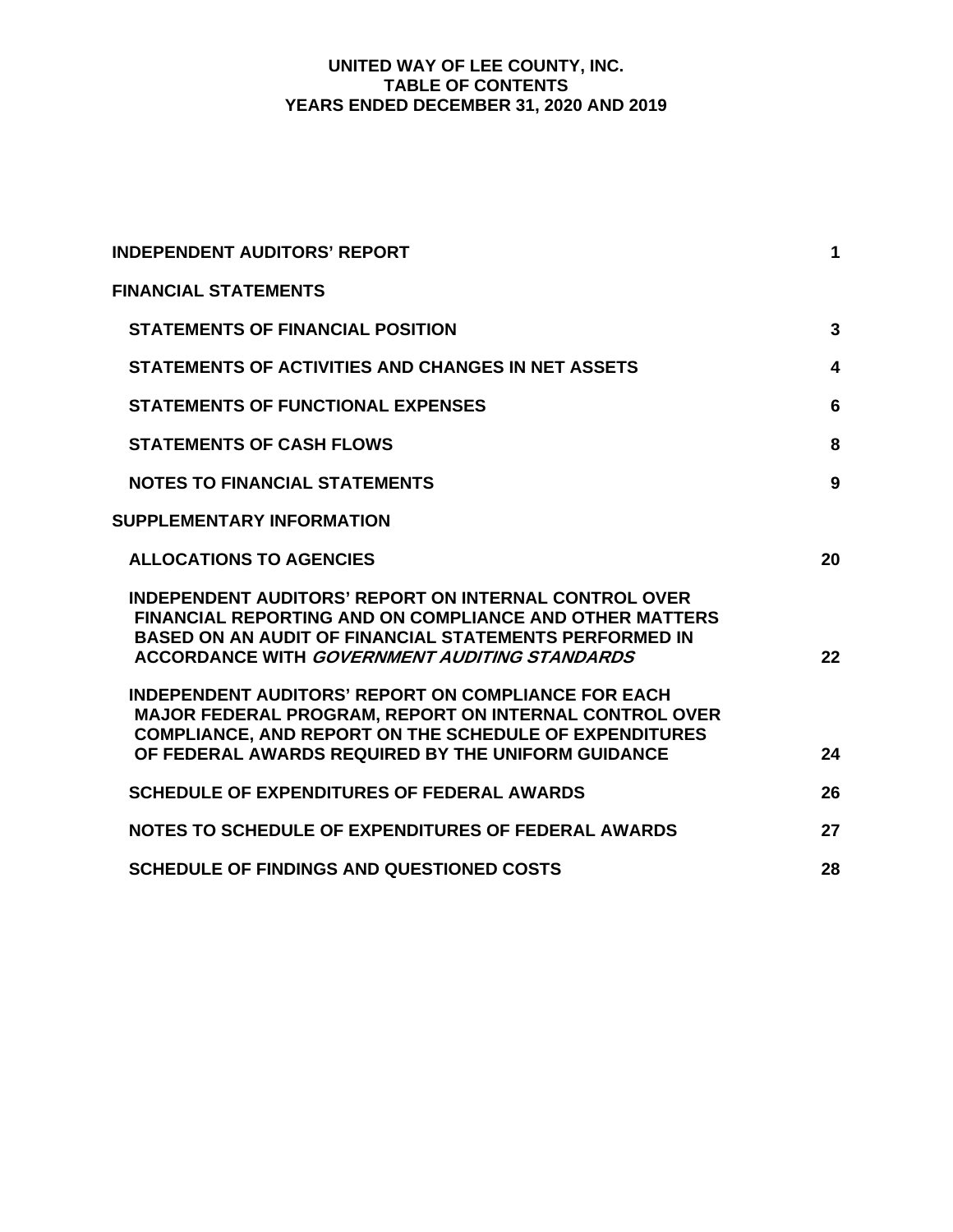# UNITED WAY OF LEE COUNTY, INC.
## TABLE OF CONTENTS
## YEARS ENDED DECEMBER 31, 2020 AND 2019

| | |
|---|---|
| **INDEPENDENT AUDITORS' REPORT** | **1** |
| **FINANCIAL STATEMENTS** | |
| **STATEMENTS OF FINANCIAL POSITION** | **3** |
| **STATEMENTS OF ACTIVITIES AND CHANGES IN NET ASSETS** | **4** |
| **STATEMENTS OF FUNCTIONAL EXPENSES** | **6** |
| **STATEMENTS OF CASH FLOWS** | **8** |
| **NOTES TO FINANCIAL STATEMENTS** | **9** |
| **SUPPLEMENTARY INFORMATION** | |
| **ALLOCATIONS TO AGENCIES** | **20** |
| **INDEPENDENT AUDITORS' REPORT ON INTERNAL CONTROL OVER FINANCIAL REPORTING AND ON COMPLIANCE AND OTHER MATTERS BASED ON AN AUDIT OF FINANCIAL STATEMENTS PERFORMED IN ACCORDANCE WITH *GOVERNMENT AUDITING STANDARDS*** | **22** |
| **INDEPENDENT AUDITORS' REPORT ON COMPLIANCE FOR EACH MAJOR FEDERAL PROGRAM, REPORT ON INTERNAL CONTROL OVER COMPLIANCE, AND REPORT ON THE SCHEDULE OF EXPENDITURES OF FEDERAL AWARDS REQUIRED BY THE UNIFORM GUIDANCE** | **24** |
| **SCHEDULE OF EXPENDITURES OF FEDERAL AWARDS** | **26** |
| **NOTES TO SCHEDULE OF EXPENDITURES OF FEDERAL AWARDS** | **27** |
| **SCHEDULE OF FINDINGS AND QUESTIONED COSTS** | **28** |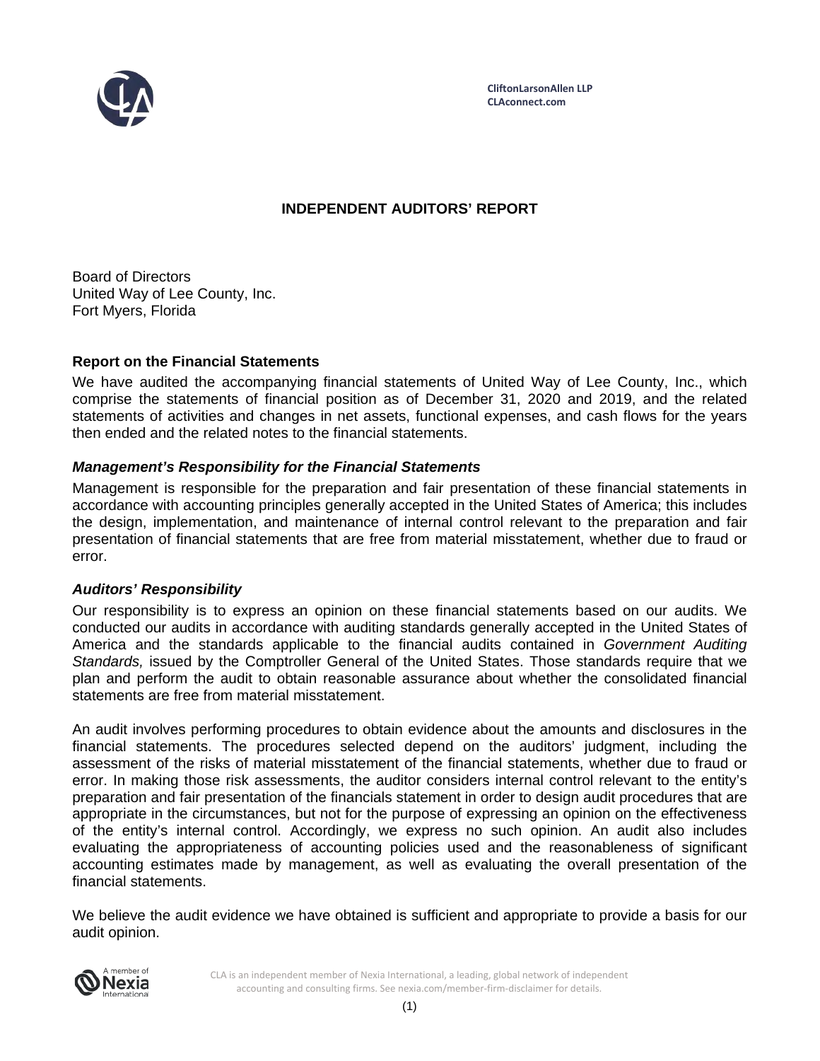CliftonLarsonAllen LLP
CLAconnect.com

# INDEPENDENT AUDITORS' REPORT

Board of Directors
United Way of Lee County, Inc.
Fort Myers, Florida

## Report on the Financial Statements

We have audited the accompanying financial statements of United Way of Lee County, Inc., which comprise the statements of financial position as of December 31, 2020 and 2019, and the related statements of activities and changes in net assets, functional expenses, and cash flows for the years then ended and the related notes to the financial statements.

### *Management's Responsibility for the Financial Statements*

Management is responsible for the preparation and fair presentation of these financial statements in accordance with accounting principles generally accepted in the United States of America; this includes the design, implementation, and maintenance of internal control relevant to the preparation and fair presentation of financial statements that are free from material misstatement, whether due to fraud or error.

### *Auditors' Responsibility*

Our responsibility is to express an opinion on these financial statements based on our audits. We conducted our audits in accordance with auditing standards generally accepted in the United States of America and the standards applicable to the financial audits contained in *Government Auditing Standards,* issued by the Comptroller General of the United States. Those standards require that we plan and perform the audit to obtain reasonable assurance about whether the consolidated financial statements are free from material misstatement.

An audit involves performing procedures to obtain evidence about the amounts and disclosures in the financial statements. The procedures selected depend on the auditors' judgment, including the assessment of the risks of material misstatement of the financial statements, whether due to fraud or error. In making those risk assessments, the auditor considers internal control relevant to the entity's preparation and fair presentation of the financials statement in order to design audit procedures that are appropriate in the circumstances, but not for the purpose of expressing an opinion on the effectiveness of the entity's internal control. Accordingly, we express no such opinion. An audit also includes evaluating the appropriateness of accounting policies used and the reasonableness of significant accounting estimates made by management, as well as evaluating the overall presentation of the financial statements.

We believe the audit evidence we have obtained is sufficient and appropriate to provide a basis for our audit opinion.

CLA is an independent member of Nexia International, a leading, global network of independent accounting and consulting firms. See nexia.com/member-firm-disclaimer for details.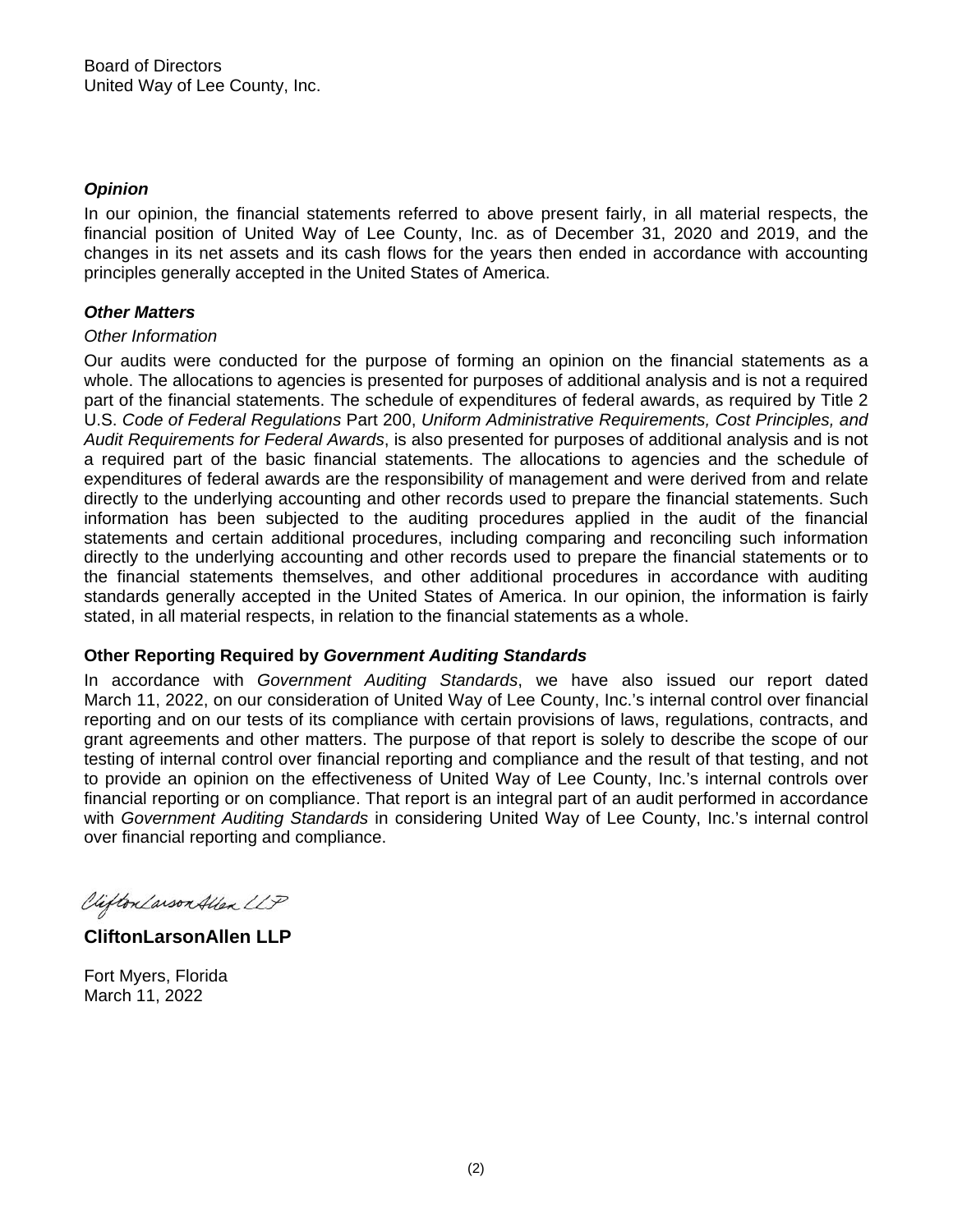Board of Directors
United Way of Lee County, Inc.

***Opinion***

In our opinion, the financial statements referred to above present fairly, in all material respects, the financial position of United Way of Lee County, Inc. as of December 31, 2020 and 2019, and the changes in its net assets and its cash flows for the years then ended in accordance with accounting principles generally accepted in the United States of America.

***Other Matters***

*Other Information*

Our audits were conducted for the purpose of forming an opinion on the financial statements as a whole. The allocations to agencies is presented for purposes of additional analysis and is not a required part of the financial statements. The schedule of expenditures of federal awards, as required by Title 2 U.S. *Code of Federal Regulations* Part 200, *Uniform Administrative Requirements, Cost Principles, and Audit Requirements for Federal Awards*, is also presented for purposes of additional analysis and is not a required part of the basic financial statements. The allocations to agencies and the schedule of expenditures of federal awards are the responsibility of management and were derived from and relate directly to the underlying accounting and other records used to prepare the financial statements. Such information has been subjected to the auditing procedures applied in the audit of the financial statements and certain additional procedures, including comparing and reconciling such information directly to the underlying accounting and other records used to prepare the financial statements or to the financial statements themselves, and other additional procedures in accordance with auditing standards generally accepted in the United States of America. In our opinion, the information is fairly stated, in all material respects, in relation to the financial statements as a whole.

**Other Reporting Required by *Government Auditing Standards***

In accordance with *Government Auditing Standards*, we have also issued our report dated March 11, 2022, on our consideration of United Way of Lee County, Inc.'s internal control over financial reporting and on our tests of its compliance with certain provisions of laws, regulations, contracts, and grant agreements and other matters. The purpose of that report is solely to describe the scope of our testing of internal control over financial reporting and compliance and the result of that testing, and not to provide an opinion on the effectiveness of United Way of Lee County, Inc.'s internal controls over financial reporting or on compliance. That report is an integral part of an audit performed in accordance with *Government Auditing Standards* in considering United Way of Lee County, Inc.'s internal control over financial reporting and compliance.

*CliftonLarsonAllen LLP*

**CliftonLarsonAllen LLP**

Fort Myers, Florida
March 11, 2022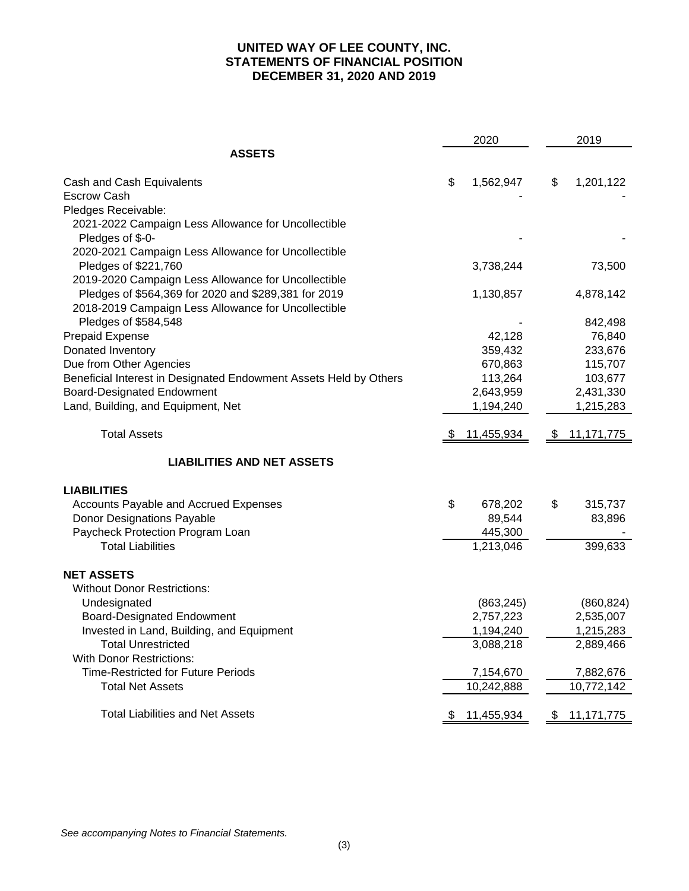# UNITED WAY OF LEE COUNTY, INC.
## STATEMENTS OF FINANCIAL POSITION
## DECEMBER 31, 2020 AND 2019

| | 2020 | 2019 |
|---|---|---|
| **ASSETS** | | |
| Cash and Cash Equivalents | $ 1,562,947 | $ 1,201,122 |
| Escrow Cash | - | - |
| Pledges Receivable: | | |
| 2021-2022 Campaign Less Allowance for Uncollectible Pledges of $-0- | - | - |
| 2020-2021 Campaign Less Allowance for Uncollectible Pledges of $221,760 | 3,738,244 | 73,500 |
| 2019-2020 Campaign Less Allowance for Uncollectible Pledges of $564,369 for 2020 and $289,381 for 2019 | 1,130,857 | 4,878,142 |
| 2018-2019 Campaign Less Allowance for Uncollectible Pledges of $584,548 | - | 842,498 |
| Prepaid Expense | 42,128 | 76,840 |
| Donated Inventory | 359,432 | 233,676 |
| Due from Other Agencies | 670,863 | 115,707 |
| Beneficial Interest in Designated Endowment Assets Held by Others | 113,264 | 103,677 |
| Board-Designated Endowment | 2,643,959 | 2,431,330 |
| Land, Building, and Equipment, Net | 1,194,240 | 1,215,283 |
| Total Assets | $ 11,455,934 | $ 11,171,775 |
| **LIABILITIES AND NET ASSETS** | | |
| **LIABILITIES** | | |
| Accounts Payable and Accrued Expenses | $ 678,202 | $ 315,737 |
| Donor Designations Payable | 89,544 | 83,896 |
| Paycheck Protection Program Loan | 445,300 | - |
| Total Liabilities | 1,213,046 | 399,633 |
| **NET ASSETS** | | |
| Without Donor Restrictions: | | |
| Undesignated | (863,245) | (860,824) |
| Board-Designated Endowment | 2,757,223 | 2,535,007 |
| Invested in Land, Building, and Equipment | 1,194,240 | 1,215,283 |
| Total Unrestricted | 3,088,218 | 2,889,466 |
| With Donor Restrictions: | | |
| Time-Restricted for Future Periods | 7,154,670 | 7,882,676 |
| Total Net Assets | 10,242,888 | 10,772,142 |
| Total Liabilities and Net Assets | $ 11,455,934 | $ 11,171,775 |

*See accompanying Notes to Financial Statements.*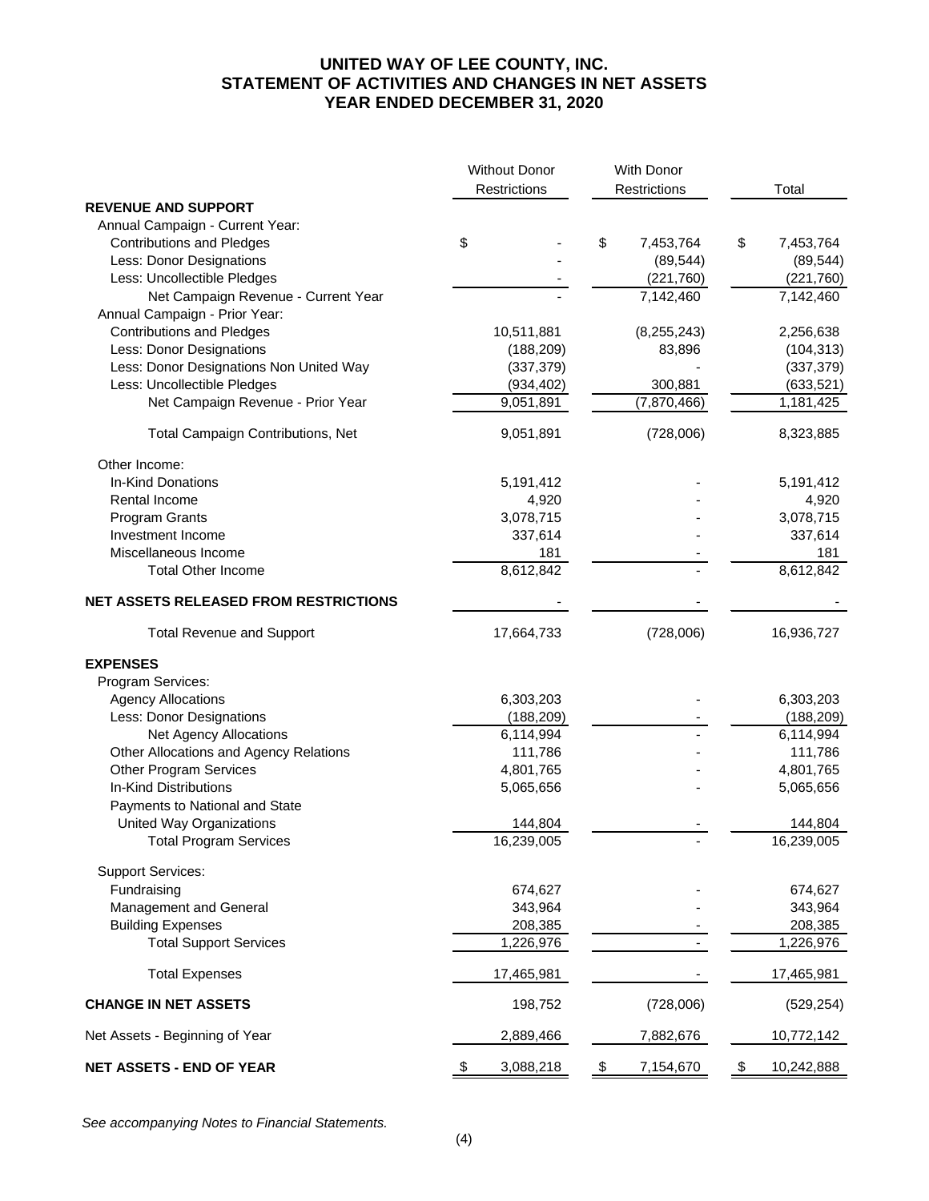# UNITED WAY OF LEE COUNTY, INC.
## STATEMENT OF ACTIVITIES AND CHANGES IN NET ASSETS
## YEAR ENDED DECEMBER 31, 2020

| | Without Donor Restrictions | With Donor Restrictions | Total |
|---|---|---|---|
| **REVENUE AND SUPPORT** | | | |
| Annual Campaign - Current Year: | | | |
| Contributions and Pledges | $ - | $ 7,453,764 | $ 7,453,764 |
| Less: Donor Designations | - | (89,544) | (89,544) |
| Less: Uncollectible Pledges | - | (221,760) | (221,760) |
| Net Campaign Revenue - Current Year | - | 7,142,460 | 7,142,460 |
| Annual Campaign - Prior Year: | | | |
| Contributions and Pledges | 10,511,881 | (8,255,243) | 2,256,638 |
| Less: Donor Designations | (188,209) | 83,896 | (104,313) |
| Less: Donor Designations Non United Way | (337,379) | - | (337,379) |
| Less: Uncollectible Pledges | (934,402) | 300,881 | (633,521) |
| Net Campaign Revenue - Prior Year | 9,051,891 | (7,870,466) | 1,181,425 |
| Total Campaign Contributions, Net | 9,051,891 | (728,006) | 8,323,885 |
| Other Income: | | | |
| In-Kind Donations | 5,191,412 | - | 5,191,412 |
| Rental Income | 4,920 | - | 4,920 |
| Program Grants | 3,078,715 | - | 3,078,715 |
| Investment Income | 337,614 | - | 337,614 |
| Miscellaneous Income | 181 | - | 181 |
| Total Other Income | 8,612,842 | - | 8,612,842 |
| **NET ASSETS RELEASED FROM RESTRICTIONS** | - | - | - |
| Total Revenue and Support | 17,664,733 | (728,006) | 16,936,727 |
| **EXPENSES** | | | |
| Program Services: | | | |
| Agency Allocations | 6,303,203 | - | 6,303,203 |
| Less: Donor Designations | (188,209) | - | (188,209) |
| Net Agency Allocations | 6,114,994 | - | 6,114,994 |
| Other Allocations and Agency Relations | 111,786 | - | 111,786 |
| Other Program Services | 4,801,765 | - | 4,801,765 |
| In-Kind Distributions | 5,065,656 | - | 5,065,656 |
| Payments to National and State United Way Organizations | 144,804 | - | 144,804 |
| Total Program Services | 16,239,005 | - | 16,239,005 |
| Support Services: | | | |
| Fundraising | 674,627 | - | 674,627 |
| Management and General | 343,964 | - | 343,964 |
| Building Expenses | 208,385 | - | 208,385 |
| Total Support Services | 1,226,976 | - | 1,226,976 |
| Total Expenses | 17,465,981 | - | 17,465,981 |
| **CHANGE IN NET ASSETS** | 198,752 | (728,006) | (529,254) |
| Net Assets - Beginning of Year | 2,889,466 | 7,882,676 | 10,772,142 |
| **NET ASSETS - END OF YEAR** | $ 3,088,218 | $ 7,154,670 | $ 10,242,888 |

*See accompanying Notes to Financial Statements.*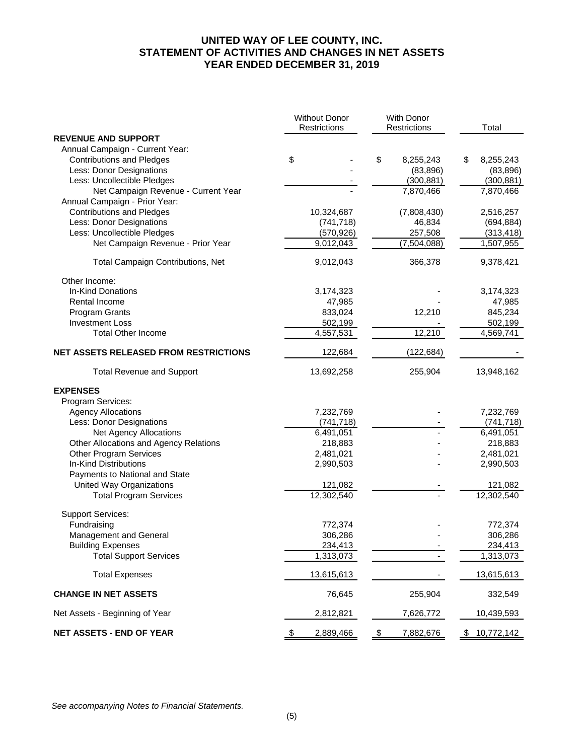# UNITED WAY OF LEE COUNTY, INC.
## STATEMENT OF ACTIVITIES AND CHANGES IN NET ASSETS
## YEAR ENDED DECEMBER 31, 2019

| | Without Donor Restrictions | With Donor Restrictions | Total |
|---|---|---|---|
| **REVENUE AND SUPPORT** | | | |
| Annual Campaign - Current Year: | | | |
| Contributions and Pledges | $ - | $ 8,255,243 | $ 8,255,243 |
| Less: Donor Designations | - | (83,896) | (83,896) |
| Less: Uncollectible Pledges | - | (300,881) | (300,881) |
| Net Campaign Revenue - Current Year | - | 7,870,466 | 7,870,466 |
| Annual Campaign - Prior Year: | | | |
| Contributions and Pledges | 10,324,687 | (7,808,430) | 2,516,257 |
| Less: Donor Designations | (741,718) | 46,834 | (694,884) |
| Less: Uncollectible Pledges | (570,926) | 257,508 | (313,418) |
| Net Campaign Revenue - Prior Year | 9,012,043 | (7,504,088) | 1,507,955 |
| Total Campaign Contributions, Net | 9,012,043 | 366,378 | 9,378,421 |
| Other Income: | | | |
| In-Kind Donations | 3,174,323 | - | 3,174,323 |
| Rental Income | 47,985 | - | 47,985 |
| Program Grants | 833,024 | 12,210 | 845,234 |
| Investment Loss | 502,199 | - | 502,199 |
| Total Other Income | 4,557,531 | 12,210 | 4,569,741 |
| **NET ASSETS RELEASED FROM RESTRICTIONS** | 122,684 | (122,684) | - |
| Total Revenue and Support | 13,692,258 | 255,904 | 13,948,162 |
| **EXPENSES** | | | |
| Program Services: | | | |
| Agency Allocations | 7,232,769 | - | 7,232,769 |
| Less: Donor Designations | (741,718) | - | (741,718) |
| Net Agency Allocations | 6,491,051 | - | 6,491,051 |
| Other Allocations and Agency Relations | 218,883 | - | 218,883 |
| Other Program Services | 2,481,021 | - | 2,481,021 |
| In-Kind Distributions | 2,990,503 | - | 2,990,503 |
| Payments to National and State United Way Organizations | 121,082 | - | 121,082 |
| Total Program Services | 12,302,540 | - | 12,302,540 |
| Support Services: | | | |
| Fundraising | 772,374 | - | 772,374 |
| Management and General | 306,286 | - | 306,286 |
| Building Expenses | 234,413 | - | 234,413 |
| Total Support Services | 1,313,073 | - | 1,313,073 |
| Total Expenses | 13,615,613 | - | 13,615,613 |
| **CHANGE IN NET ASSETS** | 76,645 | 255,904 | 332,549 |
| Net Assets - Beginning of Year | 2,812,821 | 7,626,772 | 10,439,593 |
| **NET ASSETS - END OF YEAR** | $ 2,889,466 | $ 7,882,676 | $ 10,772,142 |

*See accompanying Notes to Financial Statements.*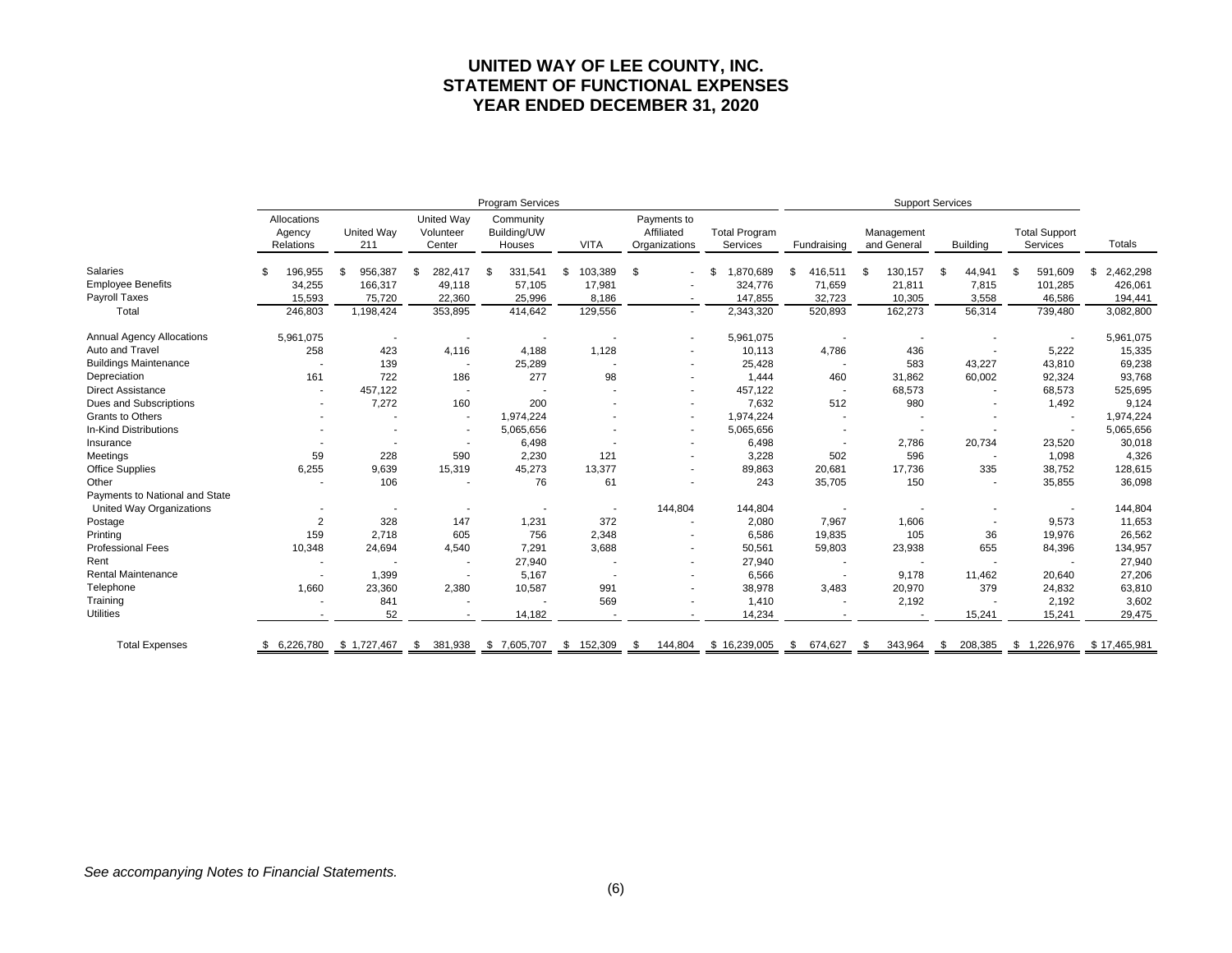# UNITED WAY OF LEE COUNTY, INC.
## STATEMENT OF FUNCTIONAL EXPENSES
## YEAR ENDED DECEMBER 31, 2020

| | Program Services | | | | | | | Support Services | | | | |
|---|---|---|---|---|---|---|---|---|---|---|---|---|
| | Allocations Agency Relations | United Way 211 | United Way Volunteer Center | Community Building/UW Houses | VITA | Payments to Affiliated Organizations | Total Program Services | Fundraising | Management and General | Building | Total Support Services | Totals |
| Salaries | $ 196,955 | $ 956,387 | $ 282,417 | $ 331,541 | $ 103,389 | $ - | $ 1,870,689 | $ 416,511 | $ 130,157 | $ 44,941 | $ 591,609 | $ 2,462,298 |
| Employee Benefits | 34,255 | 166,317 | 49,118 | 57,105 | 17,981 | - | 324,776 | 71,659 | 21,811 | 7,815 | 101,285 | 426,061 |
| Payroll Taxes | 15,593 | 75,720 | 22,360 | 25,996 | 8,186 | - | 147,855 | 32,723 | 10,305 | 3,558 | 46,586 | 194,441 |
| Total | 246,803 | 1,198,424 | 353,895 | 414,642 | 129,556 | - | 2,343,320 | 520,893 | 162,273 | 56,314 | 739,480 | 3,082,800 |
| Annual Agency Allocations | 5,961,075 | - | - | - | - | - | 5,961,075 | - | - | - | - | 5,961,075 |
| Auto and Travel | 258 | 423 | 4,116 | 4,188 | 1,128 | - | 10,113 | 4,786 | 436 | - | 5,222 | 15,335 |
| Buildings Maintenance | - | 139 | - | 25,289 | - | - | 25,428 | - | 583 | 43,227 | 43,810 | 69,238 |
| Depreciation | 161 | 722 | 186 | 277 | 98 | - | 1,444 | 460 | 31,862 | 60,002 | 92,324 | 93,768 |
| Direct Assistance | - | 457,122 | - | - | - | - | 457,122 | - | 68,573 | - | 68,573 | 525,695 |
| Dues and Subscriptions | - | 7,272 | 160 | 200 | - | - | 7,632 | 512 | 980 | - | 1,492 | 9,124 |
| Grants to Others | - | - | - | 1,974,224 | - | - | 1,974,224 | - | - | - | - | 1,974,224 |
| In-Kind Distributions | - | - | - | 5,065,656 | - | - | 5,065,656 | - | - | - | - | 5,065,656 |
| Insurance | - | - | - | 6,498 | - | - | 6,498 | - | 2,786 | 20,734 | 23,520 | 30,018 |
| Meetings | 59 | 228 | 590 | 2,230 | 121 | - | 3,228 | 502 | 596 | - | 1,098 | 4,326 |
| Office Supplies | 6,255 | 9,639 | 15,319 | 45,273 | 13,377 | - | 89,863 | 20,681 | 17,736 | 335 | 38,752 | 128,615 |
| Other | - | 106 | - | 76 | 61 | - | 243 | 35,705 | 150 | - | 35,855 | 36,098 |
| Payments to National and State United Way Organizations | - | - | - | - | - | 144,804 | 144,804 | - | - | - | - | 144,804 |
| Postage | 2 | 328 | 147 | 1,231 | 372 | - | 2,080 | 7,967 | 1,606 | - | 9,573 | 11,653 |
| Printing | 159 | 2,718 | 605 | 756 | 2,348 | - | 6,586 | 19,835 | 105 | 36 | 19,976 | 26,562 |
| Professional Fees | 10,348 | 24,694 | 4,540 | 7,291 | 3,688 | - | 50,561 | 59,803 | 23,938 | 655 | 84,396 | 134,957 |
| Rent | - | - | - | 27,940 | - | - | 27,940 | - | - | - | - | 27,940 |
| Rental Maintenance | - | 1,399 | - | 5,167 | - | - | 6,566 | - | 9,178 | 11,462 | 20,640 | 27,206 |
| Telephone | 1,660 | 23,360 | 2,380 | 10,587 | 991 | - | 38,978 | 3,483 | 20,970 | 379 | 24,832 | 63,810 |
| Training | - | 841 | - | - | 569 | - | 1,410 | - | 2,192 | - | 2,192 | 3,602 |
| Utilities | - | 52 | - | 14,182 | - | - | 14,234 | - | - | 15,241 | 15,241 | 29,475 |
| Total Expenses | $ 6,226,780 | $ 1,727,467 | $ 381,938 | $ 7,605,707 | $ 152,309 | $ 144,804 | $ 16,239,005 | $ 674,627 | $ 343,964 | $ 208,385 | $ 1,226,976 | $ 17,465,981 |

*See accompanying Notes to Financial Statements.*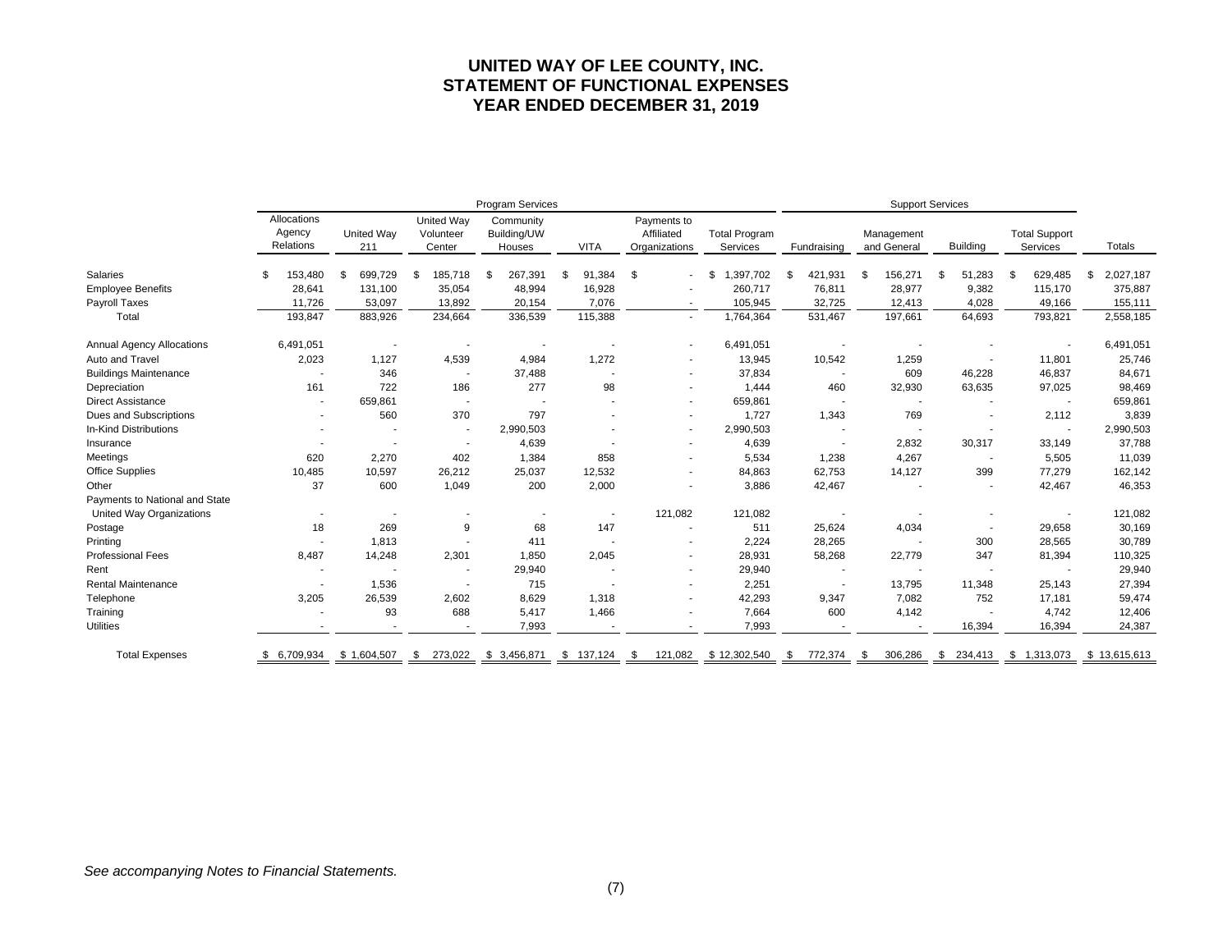# UNITED WAY OF LEE COUNTY, INC.
# STATEMENT OF FUNCTIONAL EXPENSES
# YEAR ENDED DECEMBER 31, 2019

| | Program Services | | | | | | | Support Services | | | | |
|---|---|---|---|---|---|---|---|---|---|---|---|---|
| | Allocations Agency Relations | United Way 211 | United Way Volunteer Center | Community Building/UW Houses | VITA | Payments to Affiliated Organizations | Total Program Services | Fundraising | Management and General | Building | Total Support Services | Totals |
| Salaries | $ 153,480 | $ 699,729 | $ 185,718 | $ 267,391 | $ 91,384 | $ - | $ 1,397,702 | $ 421,931 | $ 156,271 | $ 51,283 | $ 629,485 | $ 2,027,187 |
| Employee Benefits | 28,641 | 131,100 | 35,054 | 48,994 | 16,928 | - | 260,717 | 76,811 | 28,977 | 9,382 | 115,170 | 375,887 |
| Payroll Taxes | 11,726 | 53,097 | 13,892 | 20,154 | 7,076 | - | 105,945 | 32,725 | 12,413 | 4,028 | 49,166 | 155,111 |
| Total | 193,847 | 883,926 | 234,664 | 336,539 | 115,388 | - | 1,764,364 | 531,467 | 197,661 | 64,693 | 793,821 | 2,558,185 |
| Annual Agency Allocations | 6,491,051 | - | - | - | - | - | 6,491,051 | - | - | - | - | 6,491,051 |
| Auto and Travel | 2,023 | 1,127 | 4,539 | 4,984 | 1,272 | - | 13,945 | 10,542 | 1,259 | - | 11,801 | 25,746 |
| Buildings Maintenance | - | 346 | - | 37,488 | - | - | 37,834 | - | 609 | 46,228 | 46,837 | 84,671 |
| Depreciation | 161 | 722 | 186 | 277 | 98 | - | 1,444 | 460 | 32,930 | 63,635 | 97,025 | 98,469 |
| Direct Assistance | - | 659,861 | - | - | - | - | 659,861 | - | - | - | - | 659,861 |
| Dues and Subscriptions | - | 560 | 370 | 797 | - | - | 1,727 | 1,343 | 769 | - | 2,112 | 3,839 |
| In-Kind Distributions | - | - | - | 2,990,503 | - | - | 2,990,503 | - | - | - | - | 2,990,503 |
| Insurance | - | - | - | 4,639 | - | - | 4,639 | - | 2,832 | 30,317 | 33,149 | 37,788 |
| Meetings | 620 | 2,270 | 402 | 1,384 | 858 | - | 5,534 | 1,238 | 4,267 | - | 5,505 | 11,039 |
| Office Supplies | 10,485 | 10,597 | 26,212 | 25,037 | 12,532 | - | 84,863 | 62,753 | 14,127 | 399 | 77,279 | 162,142 |
| Other | 37 | 600 | 1,049 | 200 | 2,000 | - | 3,886 | 42,467 | - | - | 42,467 | 46,353 |
| Payments to National and State United Way Organizations | - | - | - | - | - | 121,082 | 121,082 | - | - | - | - | 121,082 |
| Postage | 18 | 269 | 9 | 68 | 147 | - | 511 | 25,624 | 4,034 | - | 29,658 | 30,169 |
| Printing | - | 1,813 | - | 411 | - | - | 2,224 | 28,265 | - | 300 | 28,565 | 30,789 |
| Professional Fees | 8,487 | 14,248 | 2,301 | 1,850 | 2,045 | - | 28,931 | 58,268 | 22,779 | 347 | 81,394 | 110,325 |
| Rent | - | - | - | 29,940 | - | - | 29,940 | - | - | - | - | 29,940 |
| Rental Maintenance | - | 1,536 | - | 715 | - | - | 2,251 | - | 13,795 | 11,348 | 25,143 | 27,394 |
| Telephone | 3,205 | 26,539 | 2,602 | 8,629 | 1,318 | - | 42,293 | 9,347 | 7,082 | 752 | 17,181 | 59,474 |
| Training | - | 93 | 688 | 5,417 | 1,466 | - | 7,664 | 600 | 4,142 | - | 4,742 | 12,406 |
| Utilities | - | - | - | 7,993 | - | - | 7,993 | - | - | 16,394 | 16,394 | 24,387 |
| Total Expenses | $ 6,709,934 | $ 1,604,507 | $ 273,022 | $ 3,456,871 | $ 137,124 | $ 121,082 | $ 12,302,540 | $ 772,374 | $ 306,286 | $ 234,413 | $ 1,313,073 | $ 13,615,613 |

*See accompanying Notes to Financial Statements.*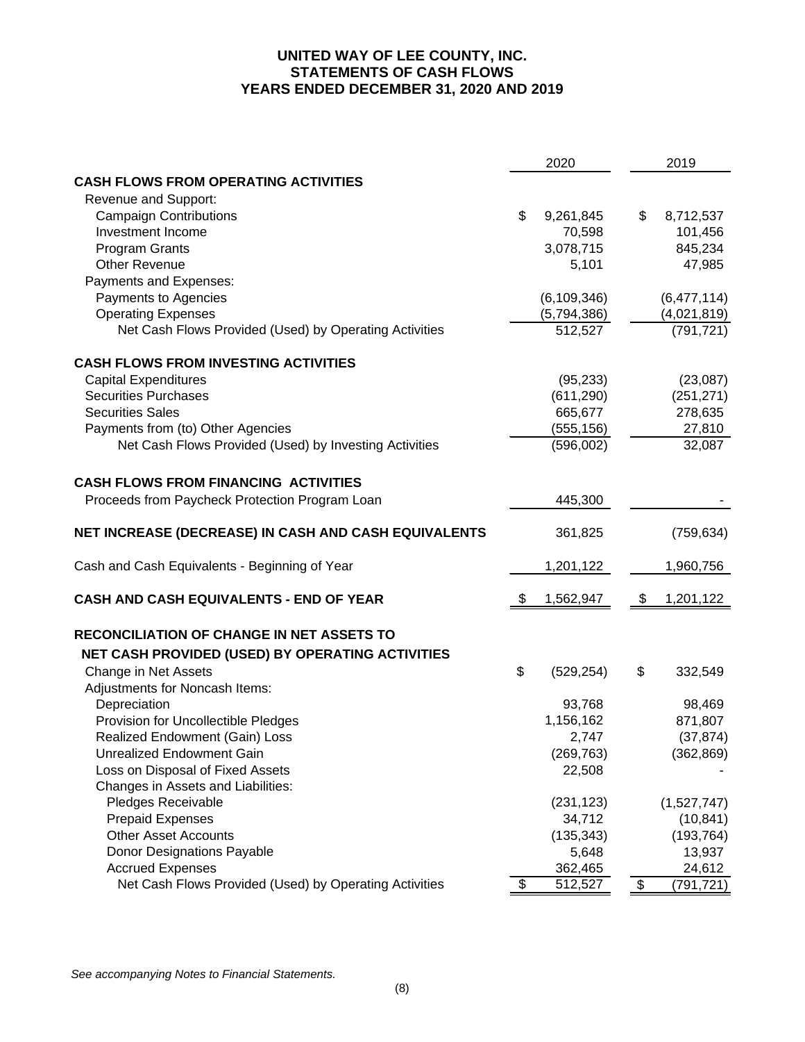# UNITED WAY OF LEE COUNTY, INC.
## STATEMENTS OF CASH FLOWS
## YEARS ENDED DECEMBER 31, 2020 AND 2019

| | 2020 | 2019 |
|---|---|---|
| **CASH FLOWS FROM OPERATING ACTIVITIES** | | |
| Revenue and Support: | | |
| Campaign Contributions | $ 9,261,845 | $ 8,712,537 |
| Investment Income | 70,598 | 101,456 |
| Program Grants | 3,078,715 | 845,234 |
| Other Revenue | 5,101 | 47,985 |
| Payments and Expenses: | | |
| Payments to Agencies | (6,109,346) | (6,477,114) |
| Operating Expenses | (5,794,386) | (4,021,819) |
| Net Cash Flows Provided (Used) by Operating Activities | 512,527 | (791,721) |
| **CASH FLOWS FROM INVESTING ACTIVITIES** | | |
| Capital Expenditures | (95,233) | (23,087) |
| Securities Purchases | (611,290) | (251,271) |
| Securities Sales | 665,677 | 278,635 |
| Payments from (to) Other Agencies | (555,156) | 27,810 |
| Net Cash Flows Provided (Used) by Investing Activities | (596,002) | 32,087 |
| **CASH FLOWS FROM FINANCING ACTIVITIES** | | |
| Proceeds from Paycheck Protection Program Loan | 445,300 | - |
| **NET INCREASE (DECREASE) IN CASH AND CASH EQUIVALENTS** | 361,825 | (759,634) |
| Cash and Cash Equivalents - Beginning of Year | 1,201,122 | 1,960,756 |
| **CASH AND CASH EQUIVALENTS - END OF YEAR** | $ 1,562,947 | $ 1,201,122 |
| **RECONCILIATION OF CHANGE IN NET ASSETS TO NET CASH PROVIDED (USED) BY OPERATING ACTIVITIES** | | |
| Change in Net Assets | $ (529,254) | $ 332,549 |
| Adjustments for Noncash Items: | | |
| Depreciation | 93,768 | 98,469 |
| Provision for Uncollectible Pledges | 1,156,162 | 871,807 |
| Realized Endowment (Gain) Loss | 2,747 | (37,874) |
| Unrealized Endowment Gain | (269,763) | (362,869) |
| Loss on Disposal of Fixed Assets | 22,508 | - |
| Changes in Assets and Liabilities: | | |
| Pledges Receivable | (231,123) | (1,527,747) |
| Prepaid Expenses | 34,712 | (10,841) |
| Other Asset Accounts | (135,343) | (193,764) |
| Donor Designations Payable | 5,648 | 13,937 |
| Accrued Expenses | 362,465 | 24,612 |
| Net Cash Flows Provided (Used) by Operating Activities | $ 512,527 | $ (791,721) |

*See accompanying Notes to Financial Statements.*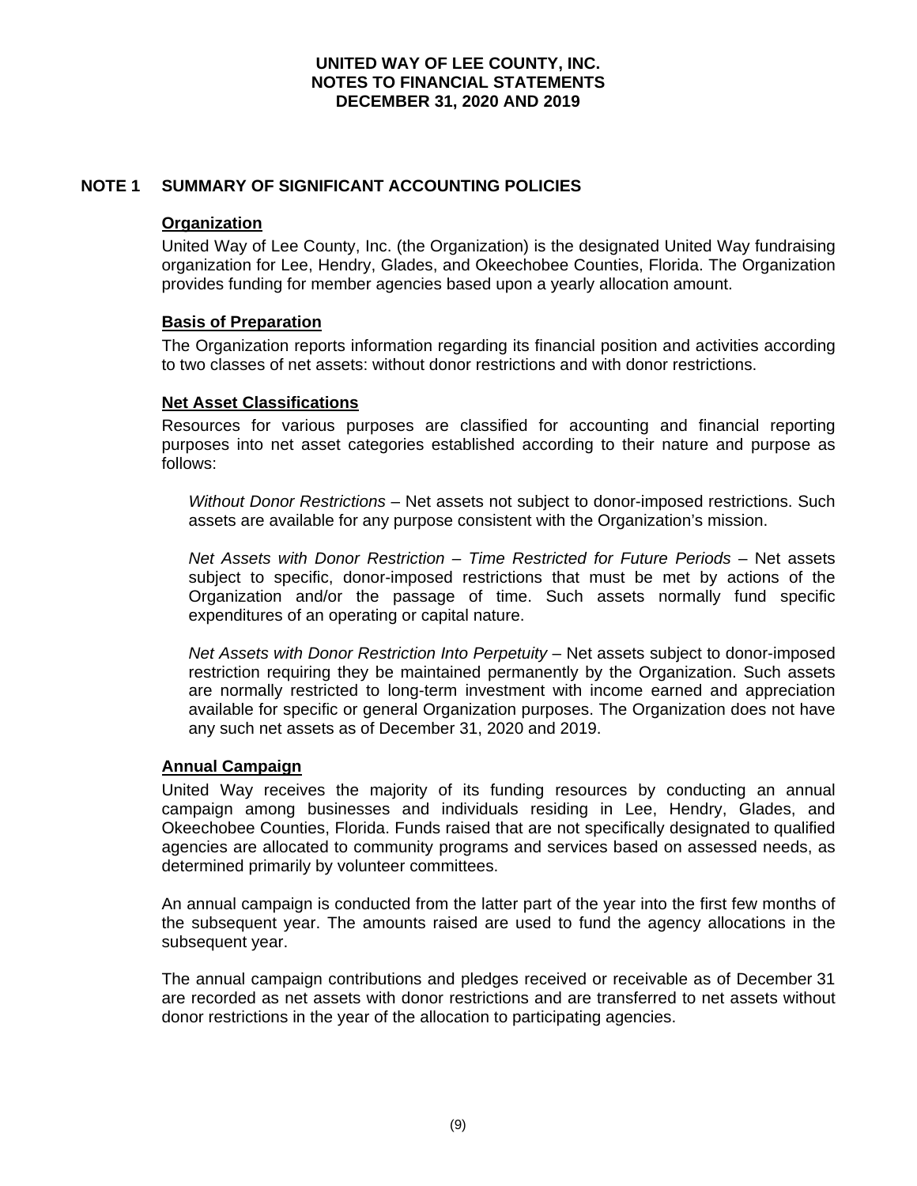# UNITED WAY OF LEE COUNTY, INC.
# NOTES TO FINANCIAL STATEMENTS
# DECEMBER 31, 2020 AND 2019

## NOTE 1 SUMMARY OF SIGNIFICANT ACCOUNTING POLICIES

### Organization

United Way of Lee County, Inc. (the Organization) is the designated United Way fundraising organization for Lee, Hendry, Glades, and Okeechobee Counties, Florida. The Organization provides funding for member agencies based upon a yearly allocation amount.

### Basis of Preparation

The Organization reports information regarding its financial position and activities according to two classes of net assets: without donor restrictions and with donor restrictions.

### Net Asset Classifications

Resources for various purposes are classified for accounting and financial reporting purposes into net asset categories established according to their nature and purpose as follows:

*Without Donor Restrictions* – Net assets not subject to donor-imposed restrictions. Such assets are available for any purpose consistent with the Organization's mission.

*Net Assets with Donor Restriction – Time Restricted for Future Periods* – Net assets subject to specific, donor-imposed restrictions that must be met by actions of the Organization and/or the passage of time. Such assets normally fund specific expenditures of an operating or capital nature.

*Net Assets with Donor Restriction Into Perpetuity* – Net assets subject to donor-imposed restriction requiring they be maintained permanently by the Organization. Such assets are normally restricted to long-term investment with income earned and appreciation available for specific or general Organization purposes. The Organization does not have any such net assets as of December 31, 2020 and 2019.

### Annual Campaign

United Way receives the majority of its funding resources by conducting an annual campaign among businesses and individuals residing in Lee, Hendry, Glades, and Okeechobee Counties, Florida. Funds raised that are not specifically designated to qualified agencies are allocated to community programs and services based on assessed needs, as determined primarily by volunteer committees.

An annual campaign is conducted from the latter part of the year into the first few months of the subsequent year. The amounts raised are used to fund the agency allocations in the subsequent year.

The annual campaign contributions and pledges received or receivable as of December 31 are recorded as net assets with donor restrictions and are transferred to net assets without donor restrictions in the year of the allocation to participating agencies.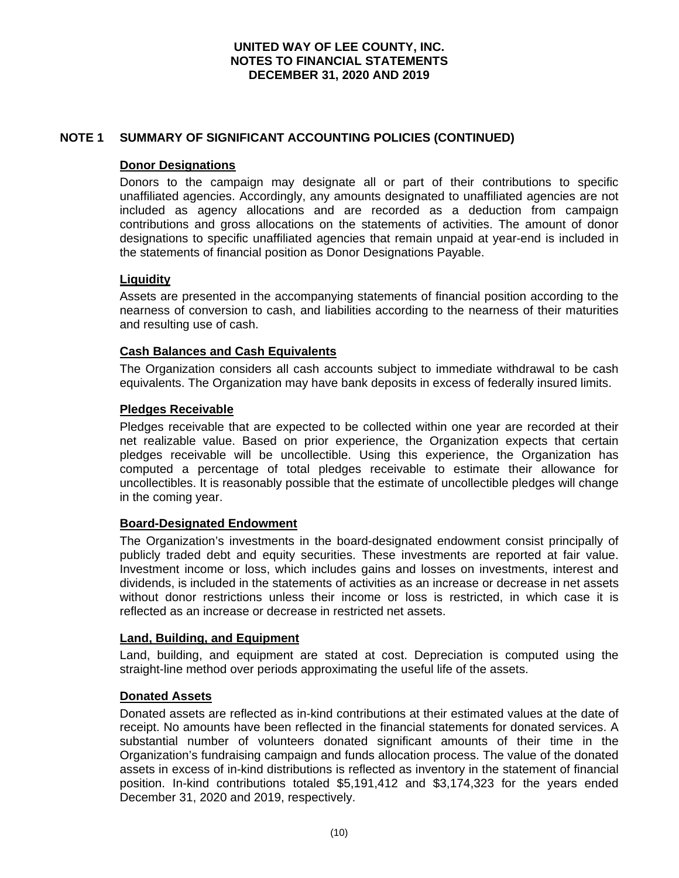## NOTE 1 SUMMARY OF SIGNIFICANT ACCOUNTING POLICIES (CONTINUED)

### Donor Designations

Donors to the campaign may designate all or part of their contributions to specific unaffiliated agencies. Accordingly, any amounts designated to unaffiliated agencies are not included as agency allocations and are recorded as a deduction from campaign contributions and gross allocations on the statements of activities. The amount of donor designations to specific unaffiliated agencies that remain unpaid at year-end is included in the statements of financial position as Donor Designations Payable.

### Liquidity

Assets are presented in the accompanying statements of financial position according to the nearness of conversion to cash, and liabilities according to the nearness of their maturities and resulting use of cash.

### Cash Balances and Cash Equivalents

The Organization considers all cash accounts subject to immediate withdrawal to be cash equivalents. The Organization may have bank deposits in excess of federally insured limits.

### Pledges Receivable

Pledges receivable that are expected to be collected within one year are recorded at their net realizable value. Based on prior experience, the Organization expects that certain pledges receivable will be uncollectible. Using this experience, the Organization has computed a percentage of total pledges receivable to estimate their allowance for uncollectibles. It is reasonably possible that the estimate of uncollectible pledges will change in the coming year.

### Board-Designated Endowment

The Organization's investments in the board-designated endowment consist principally of publicly traded debt and equity securities. These investments are reported at fair value. Investment income or loss, which includes gains and losses on investments, interest and dividends, is included in the statements of activities as an increase or decrease in net assets without donor restrictions unless their income or loss is restricted, in which case it is reflected as an increase or decrease in restricted net assets.

### Land, Building, and Equipment

Land, building, and equipment are stated at cost. Depreciation is computed using the straight-line method over periods approximating the useful life of the assets.

### Donated Assets

Donated assets are reflected as in-kind contributions at their estimated values at the date of receipt. No amounts have been reflected in the financial statements for donated services. A substantial number of volunteers donated significant amounts of their time in the Organization's fundraising campaign and funds allocation process. The value of the donated assets in excess of in-kind distributions is reflected as inventory in the statement of financial position. In-kind contributions totaled $5,191,412 and $3,174,323 for the years ended December 31, 2020 and 2019, respectively.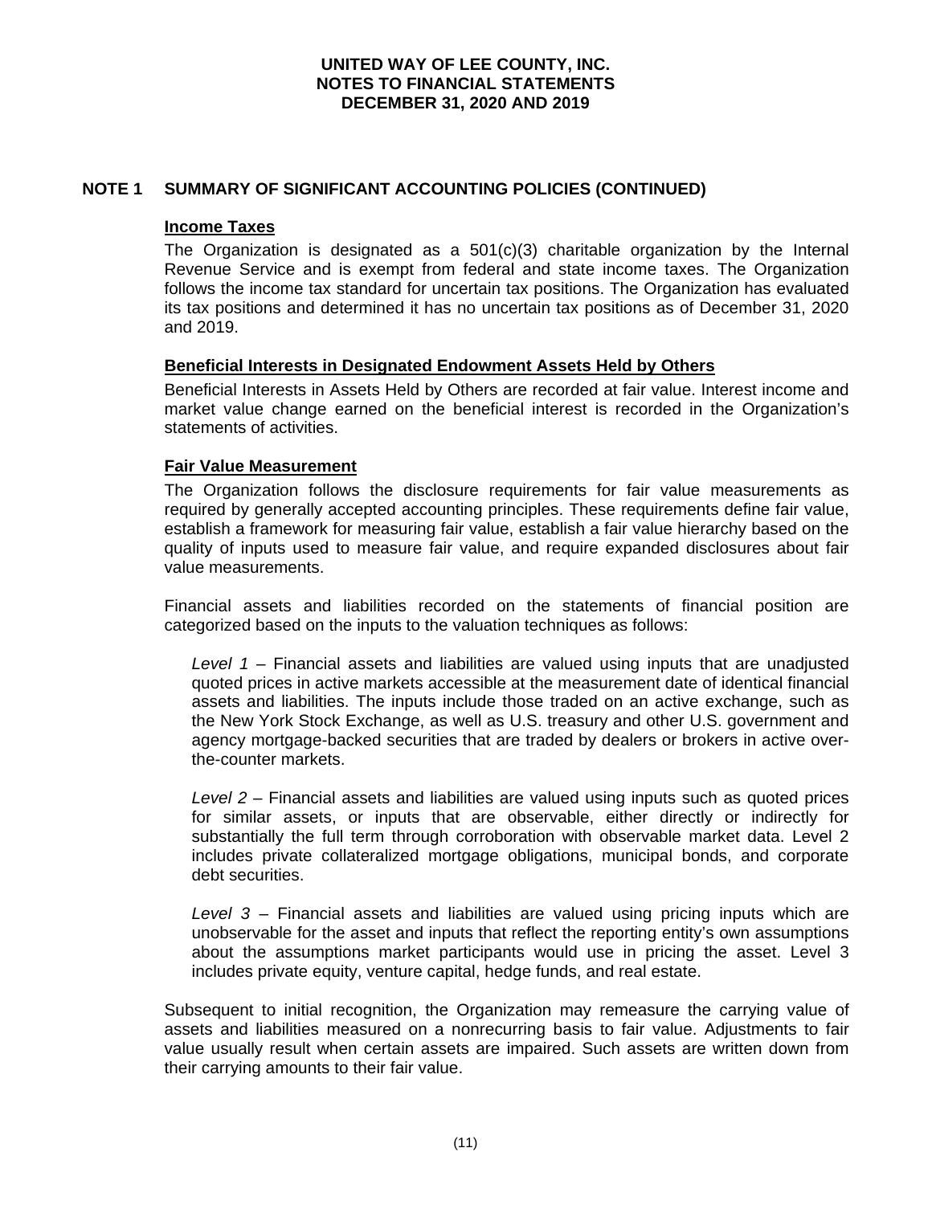## NOTE 1 SUMMARY OF SIGNIFICANT ACCOUNTING POLICIES (CONTINUED)

### Income Taxes

The Organization is designated as a 501(c)(3) charitable organization by the Internal Revenue Service and is exempt from federal and state income taxes. The Organization follows the income tax standard for uncertain tax positions. The Organization has evaluated its tax positions and determined it has no uncertain tax positions as of December 31, 2020 and 2019.

### Beneficial Interests in Designated Endowment Assets Held by Others

Beneficial Interests in Assets Held by Others are recorded at fair value. Interest income and market value change earned on the beneficial interest is recorded in the Organization's statements of activities.

### Fair Value Measurement

The Organization follows the disclosure requirements for fair value measurements as required by generally accepted accounting principles. These requirements define fair value, establish a framework for measuring fair value, establish a fair value hierarchy based on the quality of inputs used to measure fair value, and require expanded disclosures about fair value measurements.

Financial assets and liabilities recorded on the statements of financial position are categorized based on the inputs to the valuation techniques as follows:

*Level 1* – Financial assets and liabilities are valued using inputs that are unadjusted quoted prices in active markets accessible at the measurement date of identical financial assets and liabilities. The inputs include those traded on an active exchange, such as the New York Stock Exchange, as well as U.S. treasury and other U.S. government and agency mortgage-backed securities that are traded by dealers or brokers in active over-the-counter markets.

*Level 2* – Financial assets and liabilities are valued using inputs such as quoted prices for similar assets, or inputs that are observable, either directly or indirectly for substantially the full term through corroboration with observable market data. Level 2 includes private collateralized mortgage obligations, municipal bonds, and corporate debt securities.

*Level 3* – Financial assets and liabilities are valued using pricing inputs which are unobservable for the asset and inputs that reflect the reporting entity's own assumptions about the assumptions market participants would use in pricing the asset. Level 3 includes private equity, venture capital, hedge funds, and real estate.

Subsequent to initial recognition, the Organization may remeasure the carrying value of assets and liabilities measured on a nonrecurring basis to fair value. Adjustments to fair value usually result when certain assets are impaired. Such assets are written down from their carrying amounts to their fair value.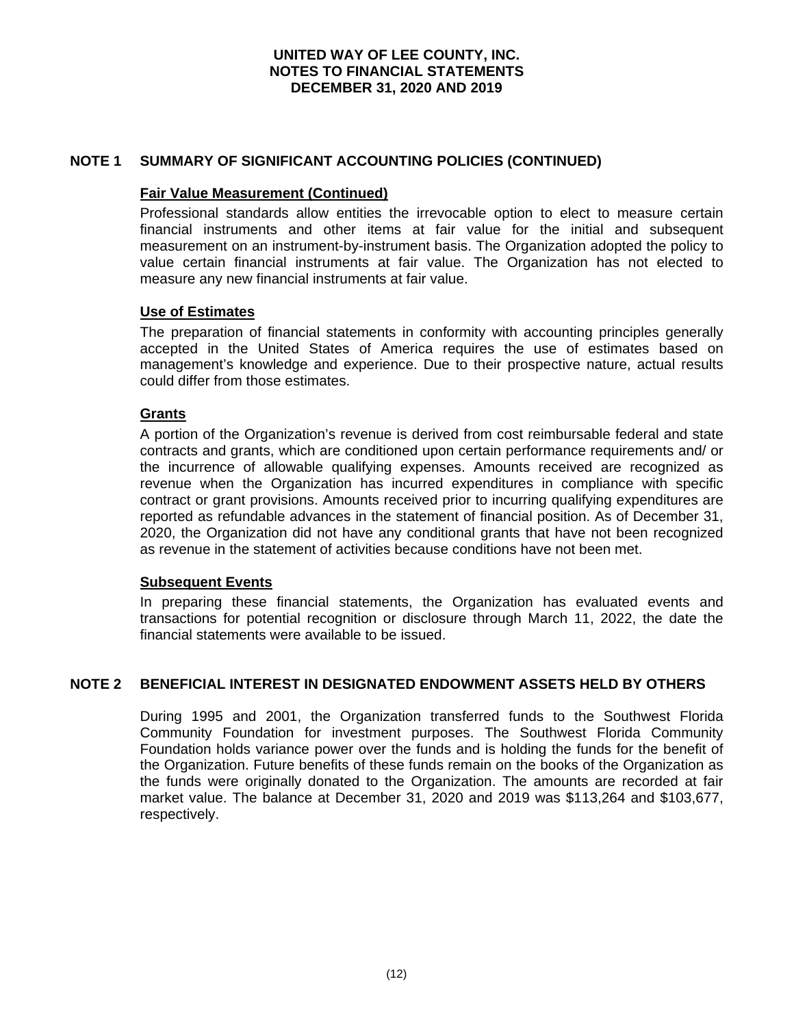# UNITED WAY OF LEE COUNTY, INC.
# NOTES TO FINANCIAL STATEMENTS
# DECEMBER 31, 2020 AND 2019

## NOTE 1 SUMMARY OF SIGNIFICANT ACCOUNTING POLICIES (CONTINUED)

### Fair Value Measurement (Continued)

Professional standards allow entities the irrevocable option to elect to measure certain financial instruments and other items at fair value for the initial and subsequent measurement on an instrument-by-instrument basis. The Organization adopted the policy to value certain financial instruments at fair value. The Organization has not elected to measure any new financial instruments at fair value.

### Use of Estimates

The preparation of financial statements in conformity with accounting principles generally accepted in the United States of America requires the use of estimates based on management's knowledge and experience. Due to their prospective nature, actual results could differ from those estimates.

### Grants

A portion of the Organization's revenue is derived from cost reimbursable federal and state contracts and grants, which are conditioned upon certain performance requirements and/ or the incurrence of allowable qualifying expenses. Amounts received are recognized as revenue when the Organization has incurred expenditures in compliance with specific contract or grant provisions. Amounts received prior to incurring qualifying expenditures are reported as refundable advances in the statement of financial position. As of December 31, 2020, the Organization did not have any conditional grants that have not been recognized as revenue in the statement of activities because conditions have not been met.

### Subsequent Events

In preparing these financial statements, the Organization has evaluated events and transactions for potential recognition or disclosure through March 11, 2022, the date the financial statements were available to be issued.

## NOTE 2 BENEFICIAL INTEREST IN DESIGNATED ENDOWMENT ASSETS HELD BY OTHERS

During 1995 and 2001, the Organization transferred funds to the Southwest Florida Community Foundation for investment purposes. The Southwest Florida Community Foundation holds variance power over the funds and is holding the funds for the benefit of the Organization. Future benefits of these funds remain on the books of the Organization as the funds were originally donated to the Organization. The amounts are recorded at fair market value. The balance at December 31, 2020 and 2019 was $113,264 and $103,677, respectively.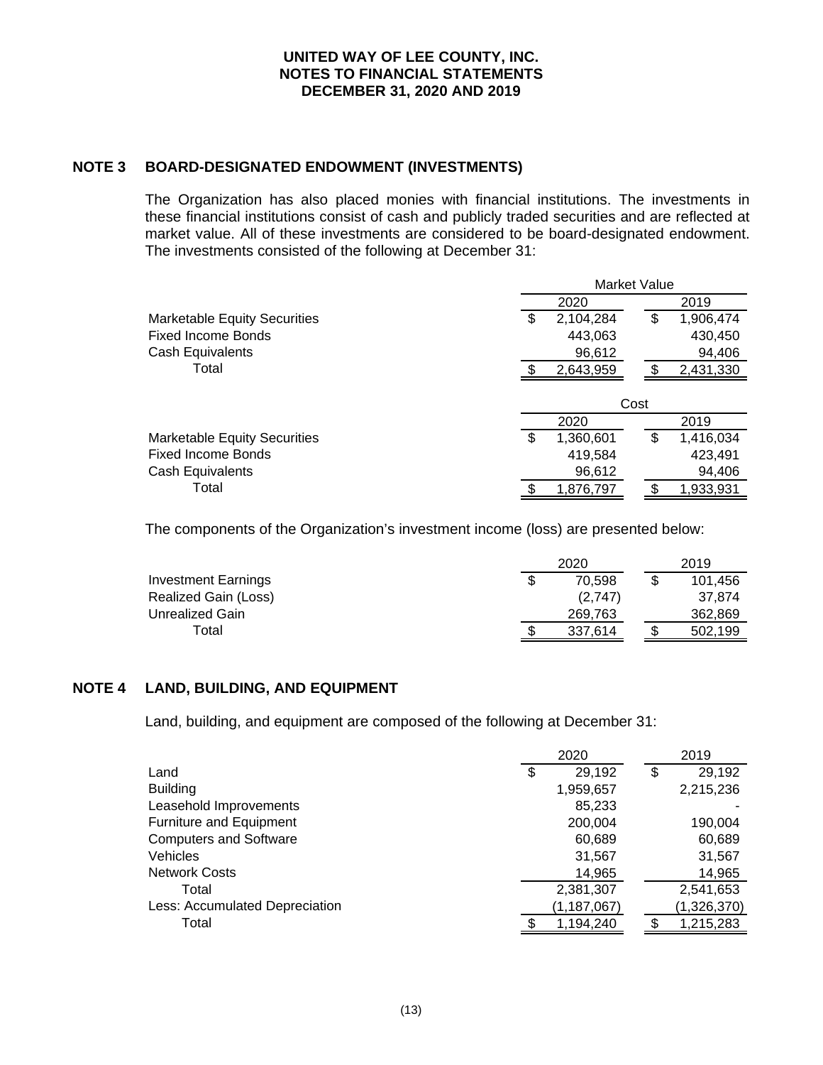# UNITED WAY OF LEE COUNTY, INC.
## NOTES TO FINANCIAL STATEMENTS
## DECEMBER 31, 2020 AND 2019

### NOTE 3 BOARD-DESIGNATED ENDOWMENT (INVESTMENTS)

The Organization has also placed monies with financial institutions. The investments in these financial institutions consist of cash and publicly traded securities and are reflected at market value. All of these investments are considered to be board-designated endowment. The investments consisted of the following at December 31:

| | Market Value | |
|---|---|---|
| | 2020 | 2019 |
| Marketable Equity Securities | $ 2,104,284 | $ 1,906,474 |
| Fixed Income Bonds | 443,063 | 430,450 |
| Cash Equivalents | 96,612 | 94,406 |
| Total | $ 2,643,959 | $ 2,431,330 |

| | Cost | |
|---|---|---|
| | 2020 | 2019 |
| Marketable Equity Securities | $ 1,360,601 | $ 1,416,034 |
| Fixed Income Bonds | 419,584 | 423,491 |
| Cash Equivalents | 96,612 | 94,406 |
| Total | $ 1,876,797 | $ 1,933,931 |

The components of the Organization's investment income (loss) are presented below:

| | 2020 | 2019 |
|---|---|---|
| Investment Earnings | $ 70,598 | $ 101,456 |
| Realized Gain (Loss) | (2,747) | 37,874 |
| Unrealized Gain | 269,763 | 362,869 |
| Total | $ 337,614 | $ 502,199 |

### NOTE 4 LAND, BUILDING, AND EQUIPMENT

Land, building, and equipment are composed of the following at December 31:

| | 2020 | 2019 |
|---|---|---|
| Land | $ 29,192 | $ 29,192 |
| Building | 1,959,657 | 2,215,236 |
| Leasehold Improvements | 85,233 | - |
| Furniture and Equipment | 200,004 | 190,004 |
| Computers and Software | 60,689 | 60,689 |
| Vehicles | 31,567 | 31,567 |
| Network Costs | 14,965 | 14,965 |
| Total | 2,381,307 | 2,541,653 |
| Less: Accumulated Depreciation | (1,187,067) | (1,326,370) |
| Total | $ 1,194,240 | $ 1,215,283 |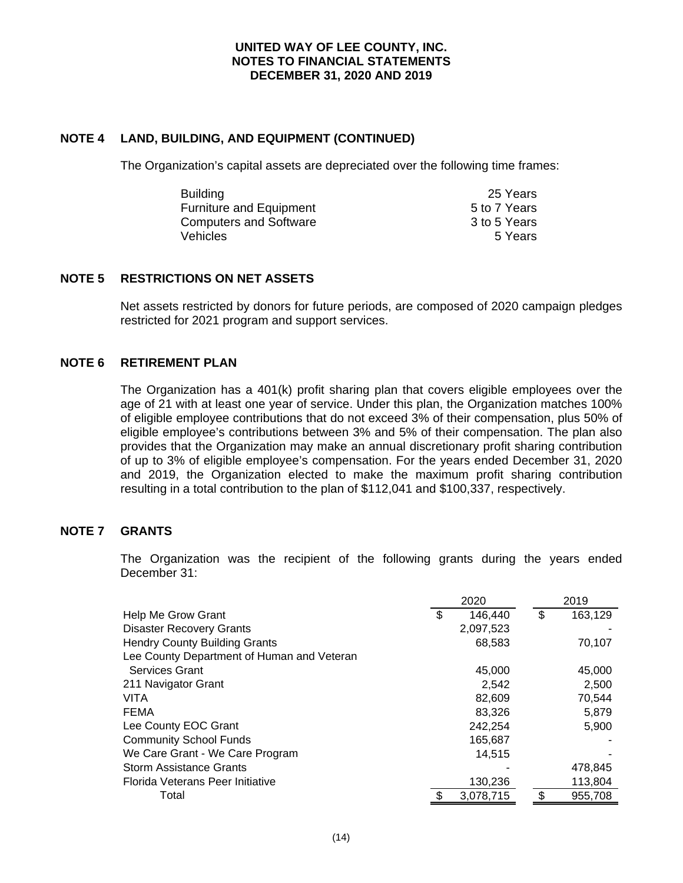## NOTE 4 LAND, BUILDING, AND EQUIPMENT (CONTINUED)

The Organization's capital assets are depreciated over the following time frames:

| | |
|---|---|
| Building | 25 Years |
| Furniture and Equipment | 5 to 7 Years |
| Computers and Software | 3 to 5 Years |
| Vehicles | 5 Years |

## NOTE 5 RESTRICTIONS ON NET ASSETS

Net assets restricted by donors for future periods, are composed of 2020 campaign pledges restricted for 2021 program and support services.

## NOTE 6 RETIREMENT PLAN

The Organization has a 401(k) profit sharing plan that covers eligible employees over the age of 21 with at least one year of service. Under this plan, the Organization matches 100% of eligible employee contributions that do not exceed 3% of their compensation, plus 50% of eligible employee's contributions between 3% and 5% of their compensation. The plan also provides that the Organization may make an annual discretionary profit sharing contribution of up to 3% of eligible employee's compensation. For the years ended December 31, 2020 and 2019, the Organization elected to make the maximum profit sharing contribution resulting in a total contribution to the plan of $112,041 and $100,337, respectively.

## NOTE 7 GRANTS

The Organization was the recipient of the following grants during the years ended December 31:

| | 2020 | 2019 |
|---|---|---|
| Help Me Grow Grant | $ 146,440 | $ 163,129 |
| Disaster Recovery Grants | 2,097,523 | - |
| Hendry County Building Grants | 68,583 | 70,107 |
| Lee County Department of Human and Veteran Services Grant | 45,000 | 45,000 |
| 211 Navigator Grant | 2,542 | 2,500 |
| VITA | 82,609 | 70,544 |
| FEMA | 83,326 | 5,879 |
| Lee County EOC Grant | 242,254 | 5,900 |
| Community School Funds | 165,687 | - |
| We Care Grant - We Care Program | 14,515 | - |
| Storm Assistance Grants | - | 478,845 |
| Florida Veterans Peer Initiative | 130,236 | 113,804 |
| Total | $ 3,078,715 | $ 955,708 |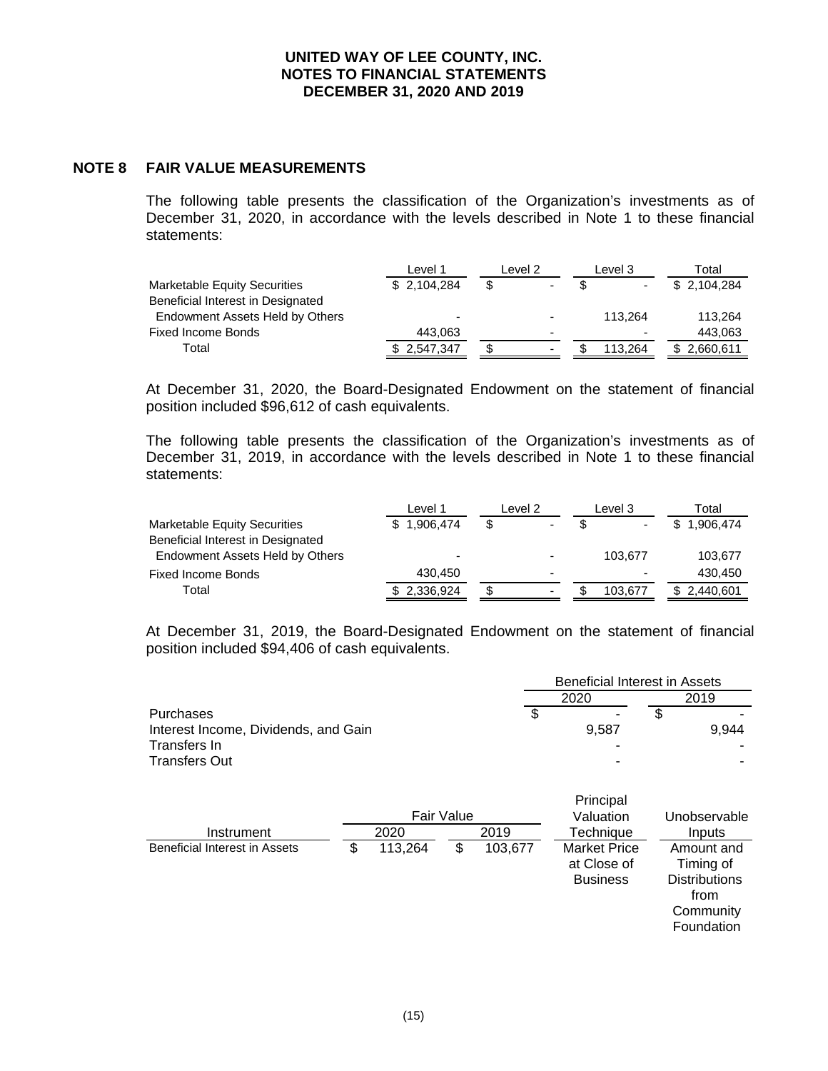## NOTE 8 FAIR VALUE MEASUREMENTS

The following table presents the classification of the Organization's investments as of December 31, 2020, in accordance with the levels described in Note 1 to these financial statements:

| | Level 1 | Level 2 | Level 3 | Total |
|---|---|---|---|---|
| Marketable Equity Securities | $ 2,104,284 | $ - | $ - | $ 2,104,284 |
| Beneficial Interest in Designated Endowment Assets Held by Others | - | - | 113,264 | 113,264 |
| Fixed Income Bonds | 443,063 | - | - | 443,063 |
| Total | $ 2,547,347 | $ - | $ 113,264 | $ 2,660,611 |

At December 31, 2020, the Board-Designated Endowment on the statement of financial position included $96,612 of cash equivalents.

The following table presents the classification of the Organization's investments as of December 31, 2019, in accordance with the levels described in Note 1 to these financial statements:

| | Level 1 | Level 2 | Level 3 | Total |
|---|---|---|---|---|
| Marketable Equity Securities | $ 1,906,474 | $ - | $ - | $ 1,906,474 |
| Beneficial Interest in Designated Endowment Assets Held by Others | - | - | 103,677 | 103,677 |
| Fixed Income Bonds | 430,450 | - | - | 430,450 |
| Total | $ 2,336,924 | $ - | $ 103,677 | $ 2,440,601 |

At December 31, 2019, the Board-Designated Endowment on the statement of financial position included $94,406 of cash equivalents.

| | Beneficial Interest in Assets | |
|---|---|---|
| | 2020 | 2019 |
| Purchases | $ - | $ - |
| Interest Income, Dividends, and Gain | 9,587 | 9,944 |
| Transfers In | - | - |
| Transfers Out | - | - |

| Instrument | Fair Value 2020 | Fair Value 2019 | Principal Valuation Technique | Unobservable Inputs |
|---|---|---|---|---|
| Beneficial Interest in Assets | $ 113,264 | $ 103,677 | Market Price at Close of Business | Amount and Timing of Distributions from Community Foundation |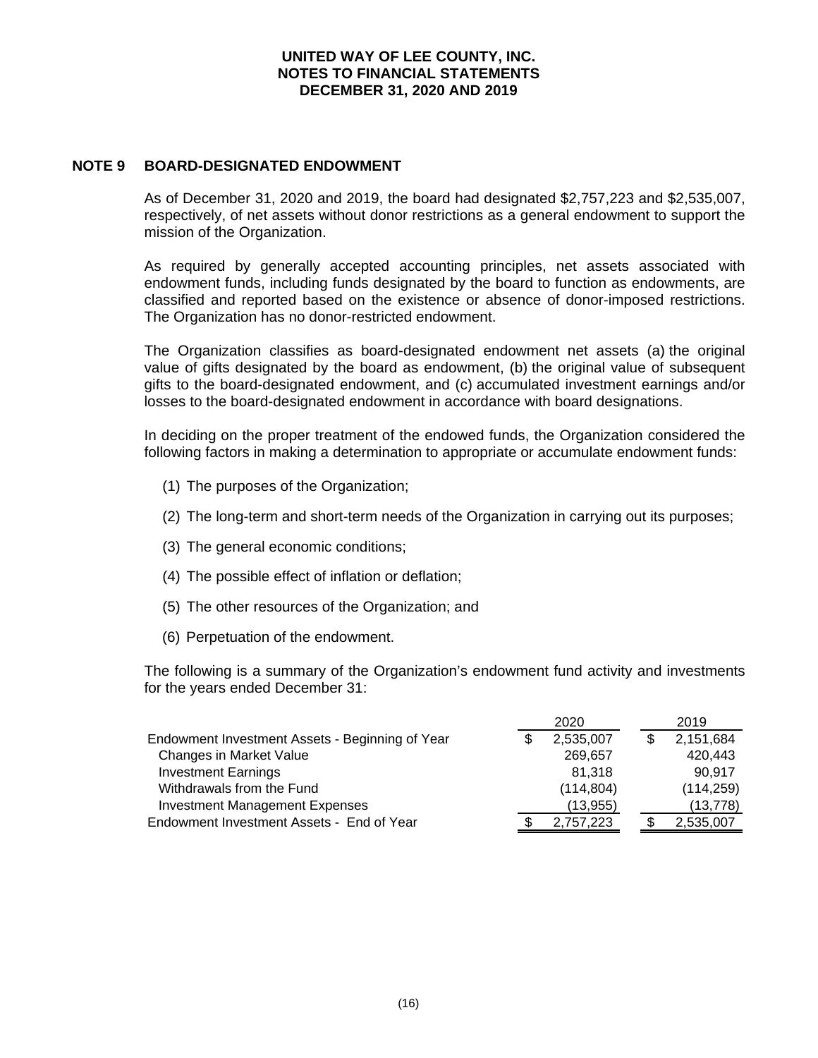# UNITED WAY OF LEE COUNTY, INC.
## NOTES TO FINANCIAL STATEMENTS
## DECEMBER 31, 2020 AND 2019

## NOTE 9 BOARD-DESIGNATED ENDOWMENT

As of December 31, 2020 and 2019, the board had designated $2,757,223 and $2,535,007, respectively, of net assets without donor restrictions as a general endowment to support the mission of the Organization.

As required by generally accepted accounting principles, net assets associated with endowment funds, including funds designated by the board to function as endowments, are classified and reported based on the existence or absence of donor-imposed restrictions. The Organization has no donor-restricted endowment.

The Organization classifies as board-designated endowment net assets (a) the original value of gifts designated by the board as endowment, (b) the original value of subsequent gifts to the board-designated endowment, and (c) accumulated investment earnings and/or losses to the board-designated endowment in accordance with board designations.

In deciding on the proper treatment of the endowed funds, the Organization considered the following factors in making a determination to appropriate or accumulate endowment funds:

(1) The purposes of the Organization;

(2) The long-term and short-term needs of the Organization in carrying out its purposes;

(3) The general economic conditions;

(4) The possible effect of inflation or deflation;

(5) The other resources of the Organization; and

(6) Perpetuation of the endowment.

The following is a summary of the Organization's endowment fund activity and investments for the years ended December 31:

| | 2020 | 2019 |
|---|---|---|
| Endowment Investment Assets - Beginning of Year | $ 2,535,007 | $ 2,151,684 |
| Changes in Market Value | 269,657 | 420,443 |
| Investment Earnings | 81,318 | 90,917 |
| Withdrawals from the Fund | (114,804) | (114,259) |
| Investment Management Expenses | (13,955) | (13,778) |
| Endowment Investment Assets - End of Year | $ 2,757,223 | $ 2,535,007 |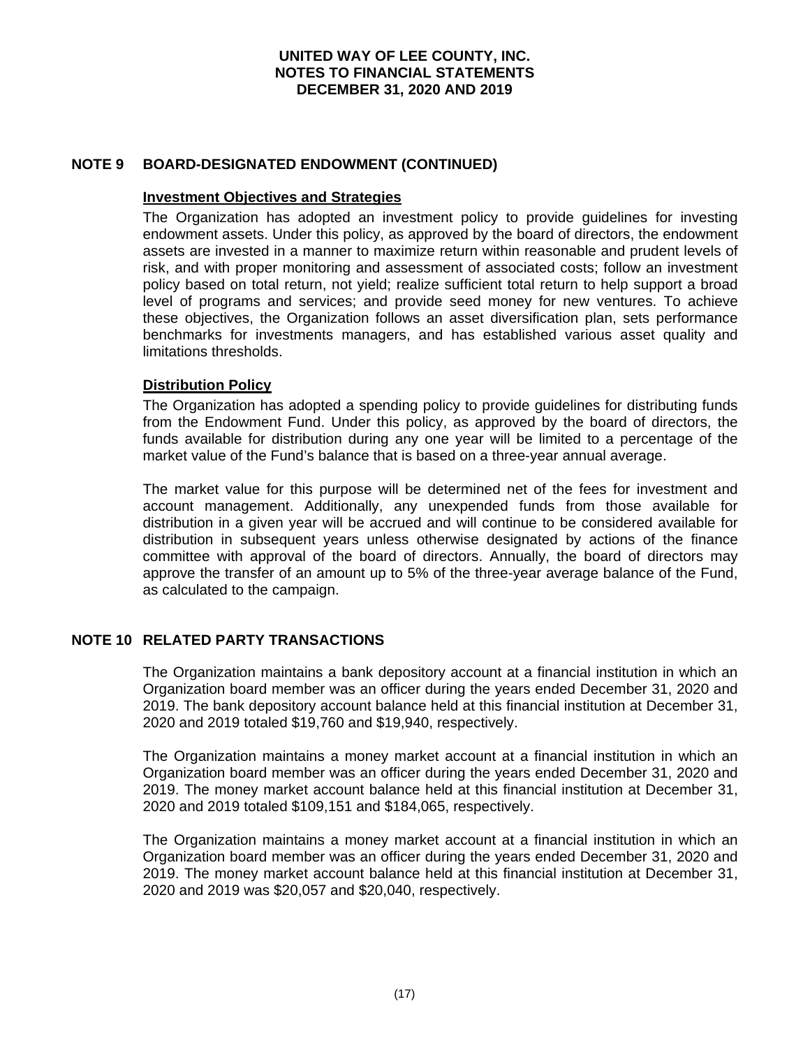## NOTE 9 BOARD-DESIGNATED ENDOWMENT (CONTINUED)

### Investment Objectives and Strategies

The Organization has adopted an investment policy to provide guidelines for investing endowment assets. Under this policy, as approved by the board of directors, the endowment assets are invested in a manner to maximize return within reasonable and prudent levels of risk, and with proper monitoring and assessment of associated costs; follow an investment policy based on total return, not yield; realize sufficient total return to help support a broad level of programs and services; and provide seed money for new ventures. To achieve these objectives, the Organization follows an asset diversification plan, sets performance benchmarks for investments managers, and has established various asset quality and limitations thresholds.

### Distribution Policy

The Organization has adopted a spending policy to provide guidelines for distributing funds from the Endowment Fund. Under this policy, as approved by the board of directors, the funds available for distribution during any one year will be limited to a percentage of the market value of the Fund's balance that is based on a three-year annual average.

The market value for this purpose will be determined net of the fees for investment and account management. Additionally, any unexpended funds from those available for distribution in a given year will be accrued and will continue to be considered available for distribution in subsequent years unless otherwise designated by actions of the finance committee with approval of the board of directors. Annually, the board of directors may approve the transfer of an amount up to 5% of the three-year average balance of the Fund, as calculated to the campaign.

## NOTE 10 RELATED PARTY TRANSACTIONS

The Organization maintains a bank depository account at a financial institution in which an Organization board member was an officer during the years ended December 31, 2020 and 2019. The bank depository account balance held at this financial institution at December 31, 2020 and 2019 totaled $19,760 and $19,940, respectively.

The Organization maintains a money market account at a financial institution in which an Organization board member was an officer during the years ended December 31, 2020 and 2019. The money market account balance held at this financial institution at December 31, 2020 and 2019 totaled $109,151 and $184,065, respectively.

The Organization maintains a money market account at a financial institution in which an Organization board member was an officer during the years ended December 31, 2020 and 2019. The money market account balance held at this financial institution at December 31, 2020 and 2019 was $20,057 and $20,040, respectively.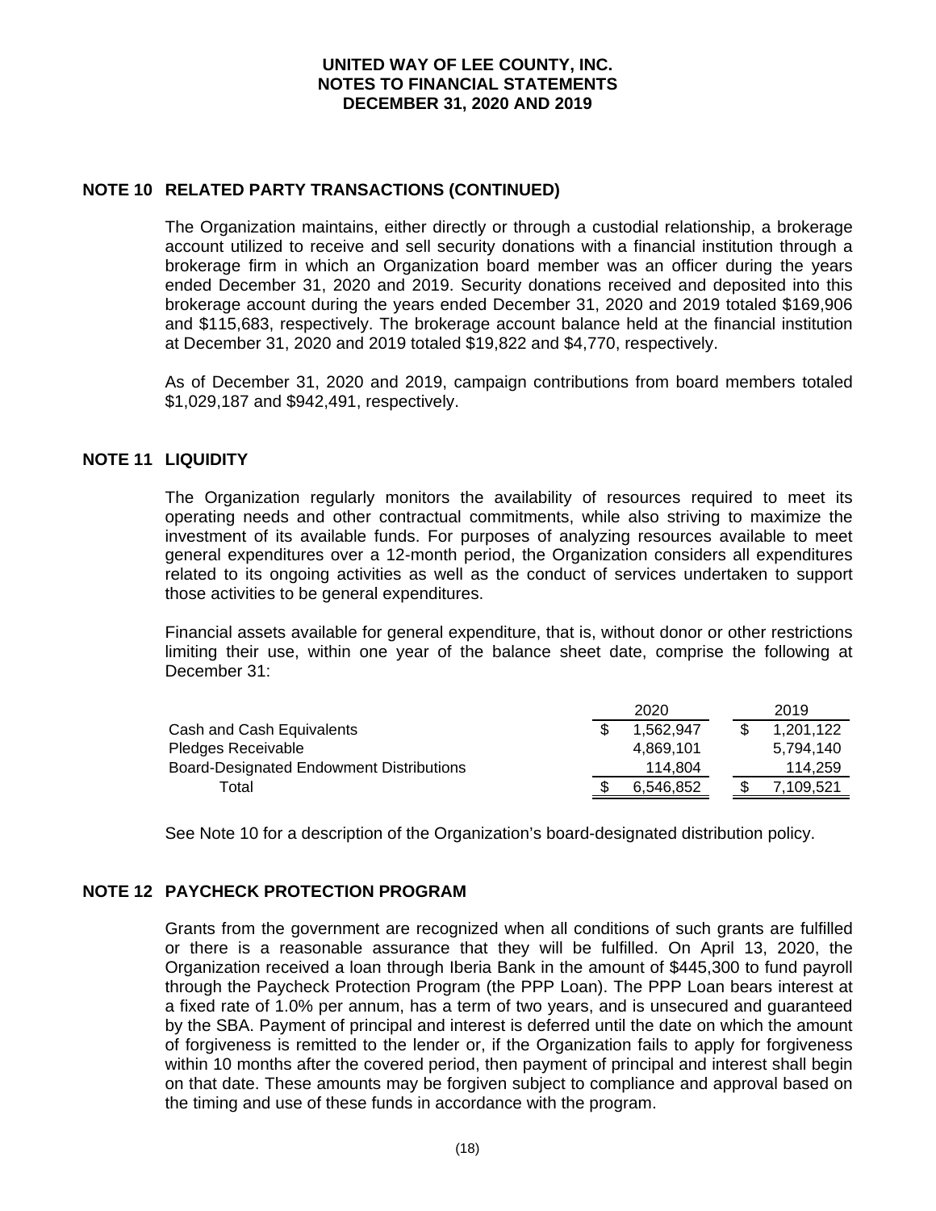## NOTE 10 RELATED PARTY TRANSACTIONS (CONTINUED)

The Organization maintains, either directly or through a custodial relationship, a brokerage account utilized to receive and sell security donations with a financial institution through a brokerage firm in which an Organization board member was an officer during the years ended December 31, 2020 and 2019. Security donations received and deposited into this brokerage account during the years ended December 31, 2020 and 2019 totaled \$169,906 and \$115,683, respectively. The brokerage account balance held at the financial institution at December 31, 2020 and 2019 totaled \$19,822 and \$4,770, respectively.

As of December 31, 2020 and 2019, campaign contributions from board members totaled \$1,029,187 and \$942,491, respectively.

## NOTE 11 LIQUIDITY

The Organization regularly monitors the availability of resources required to meet its operating needs and other contractual commitments, while also striving to maximize the investment of its available funds. For purposes of analyzing resources available to meet general expenditures over a 12-month period, the Organization considers all expenditures related to its ongoing activities as well as the conduct of services undertaken to support those activities to be general expenditures.

Financial assets available for general expenditure, that is, without donor or other restrictions limiting their use, within one year of the balance sheet date, comprise the following at December 31:

| | 2020 | 2019 |
|---|---|---|
| Cash and Cash Equivalents | \$ 1,562,947 | \$ 1,201,122 |
| Pledges Receivable | 4,869,101 | 5,794,140 |
| Board-Designated Endowment Distributions | 114,804 | 114,259 |
| Total | \$ 6,546,852 | \$ 7,109,521 |

See Note 10 for a description of the Organization's board-designated distribution policy.

## NOTE 12 PAYCHECK PROTECTION PROGRAM

Grants from the government are recognized when all conditions of such grants are fulfilled or there is a reasonable assurance that they will be fulfilled. On April 13, 2020, the Organization received a loan through Iberia Bank in the amount of \$445,300 to fund payroll through the Paycheck Protection Program (the PPP Loan). The PPP Loan bears interest at a fixed rate of 1.0% per annum, has a term of two years, and is unsecured and guaranteed by the SBA. Payment of principal and interest is deferred until the date on which the amount of forgiveness is remitted to the lender or, if the Organization fails to apply for forgiveness within 10 months after the covered period, then payment of principal and interest shall begin on that date. These amounts may be forgiven subject to compliance and approval based on the timing and use of these funds in accordance with the program.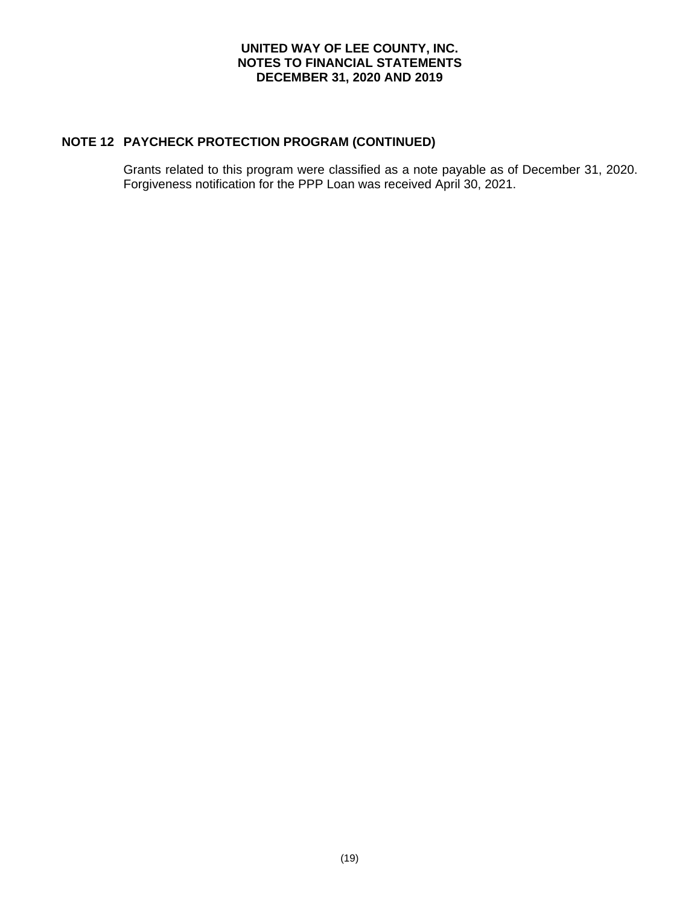## NOTE 12 PAYCHECK PROTECTION PROGRAM (CONTINUED)

Grants related to this program were classified as a note payable as of December 31, 2020. Forgiveness notification for the PPP Loan was received April 30, 2021.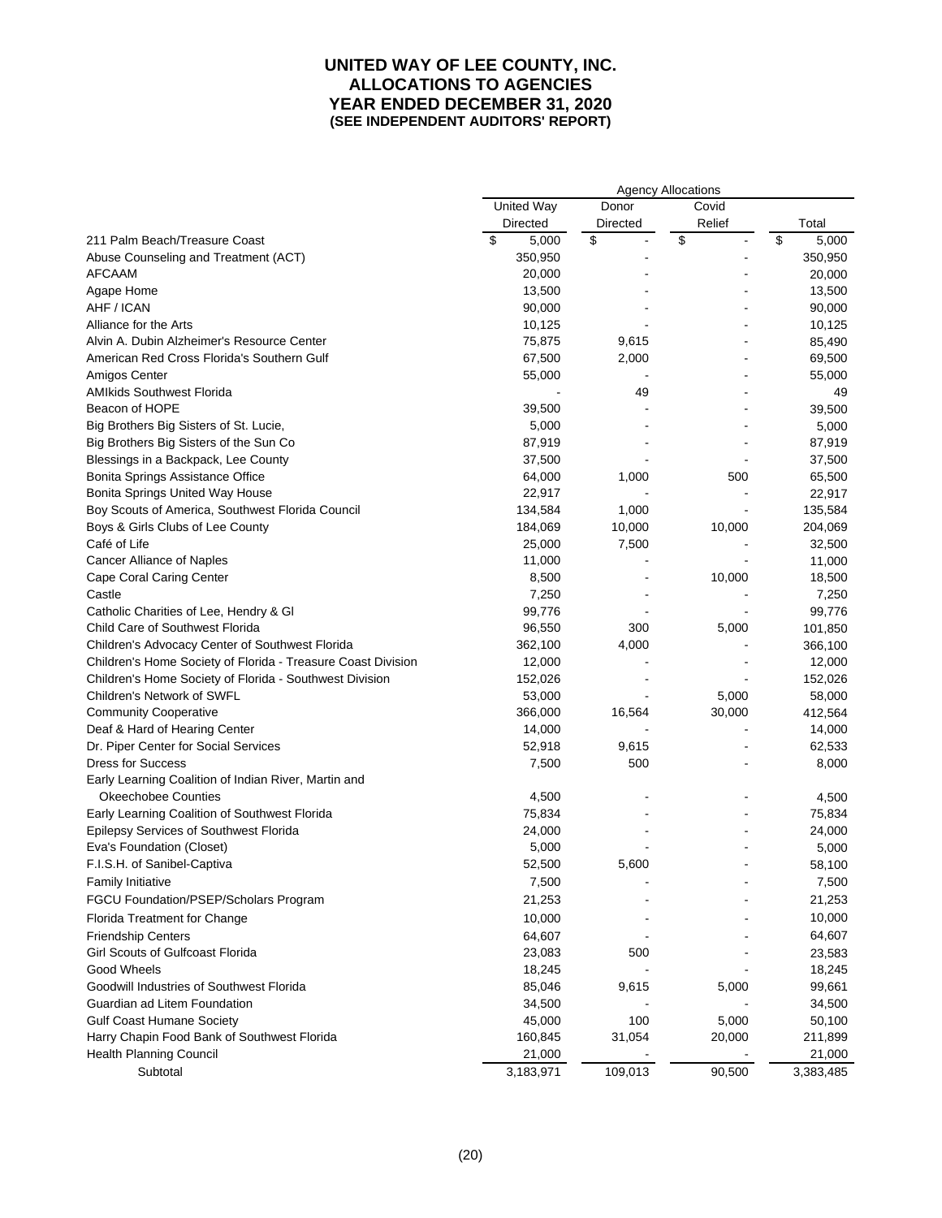# UNITED WAY OF LEE COUNTY, INC.
## ALLOCATIONS TO AGENCIES
## YEAR ENDED DECEMBER 31, 2020
### (SEE INDEPENDENT AUDITORS' REPORT)

| | Agency Allocations | | | |
|---|---|---|---|---|
| | United Way Directed | Donor Directed | Covid Relief | Total |
| 211 Palm Beach/Treasure Coast | $ 5,000 | $ - | $ - | $ 5,000 |
| Abuse Counseling and Treatment (ACT) | 350,950 | - | - | 350,950 |
| AFCAAM | 20,000 | - | - | 20,000 |
| Agape Home | 13,500 | - | - | 13,500 |
| AHF / ICAN | 90,000 | - | - | 90,000 |
| Alliance for the Arts | 10,125 | - | - | 10,125 |
| Alvin A. Dubin Alzheimer's Resource Center | 75,875 | 9,615 | - | 85,490 |
| American Red Cross Florida's Southern Gulf | 67,500 | 2,000 | - | 69,500 |
| Amigos Center | 55,000 | - | - | 55,000 |
| AMIkids Southwest Florida | - | 49 | - | 49 |
| Beacon of HOPE | 39,500 | - | - | 39,500 |
| Big Brothers Big Sisters of St. Lucie, | 5,000 | - | - | 5,000 |
| Big Brothers Big Sisters of the Sun Co | 87,919 | - | - | 87,919 |
| Blessings in a Backpack, Lee County | 37,500 | - | - | 37,500 |
| Bonita Springs Assistance Office | 64,000 | 1,000 | 500 | 65,500 |
| Bonita Springs United Way House | 22,917 | - | - | 22,917 |
| Boy Scouts of America, Southwest Florida Council | 134,584 | 1,000 | - | 135,584 |
| Boys & Girls Clubs of Lee County | 184,069 | 10,000 | 10,000 | 204,069 |
| Café of Life | 25,000 | 7,500 | - | 32,500 |
| Cancer Alliance of Naples | 11,000 | - | - | 11,000 |
| Cape Coral Caring Center | 8,500 | - | 10,000 | 18,500 |
| Castle | 7,250 | - | - | 7,250 |
| Catholic Charities of Lee, Hendry & Gl | 99,776 | - | - | 99,776 |
| Child Care of Southwest Florida | 96,550 | 300 | 5,000 | 101,850 |
| Children's Advocacy Center of Southwest Florida | 362,100 | 4,000 | - | 366,100 |
| Children's Home Society of Florida - Treasure Coast Division | 12,000 | - | - | 12,000 |
| Children's Home Society of Florida - Southwest Division | 152,026 | - | - | 152,026 |
| Children's Network of SWFL | 53,000 | - | 5,000 | 58,000 |
| Community Cooperative | 366,000 | 16,564 | 30,000 | 412,564 |
| Deaf & Hard of Hearing Center | 14,000 | - | - | 14,000 |
| Dr. Piper Center for Social Services | 52,918 | 9,615 | - | 62,533 |
| Dress for Success | 7,500 | 500 | - | 8,000 |
| Early Learning Coalition of Indian River, Martin and Okeechobee Counties | 4,500 | - | - | 4,500 |
| Early Learning Coalition of Southwest Florida | 75,834 | - | - | 75,834 |
| Epilepsy Services of Southwest Florida | 24,000 | - | - | 24,000 |
| Eva's Foundation (Closet) | 5,000 | - | - | 5,000 |
| F.I.S.H. of Sanibel-Captiva | 52,500 | 5,600 | - | 58,100 |
| Family Initiative | 7,500 | - | - | 7,500 |
| FGCU Foundation/PSEP/Scholars Program | 21,253 | - | - | 21,253 |
| Florida Treatment for Change | 10,000 | - | - | 10,000 |
| Friendship Centers | 64,607 | - | - | 64,607 |
| Girl Scouts of Gulfcoast Florida | 23,083 | 500 | - | 23,583 |
| Good Wheels | 18,245 | - | - | 18,245 |
| Goodwill Industries of Southwest Florida | 85,046 | 9,615 | 5,000 | 99,661 |
| Guardian ad Litem Foundation | 34,500 | - | - | 34,500 |
| Gulf Coast Humane Society | 45,000 | 100 | 5,000 | 50,100 |
| Harry Chapin Food Bank of Southwest Florida | 160,845 | 31,054 | 20,000 | 211,899 |
| Health Planning Council | 21,000 | - | - | 21,000 |
| Subtotal | 3,183,971 | 109,013 | 90,500 | 3,383,485 |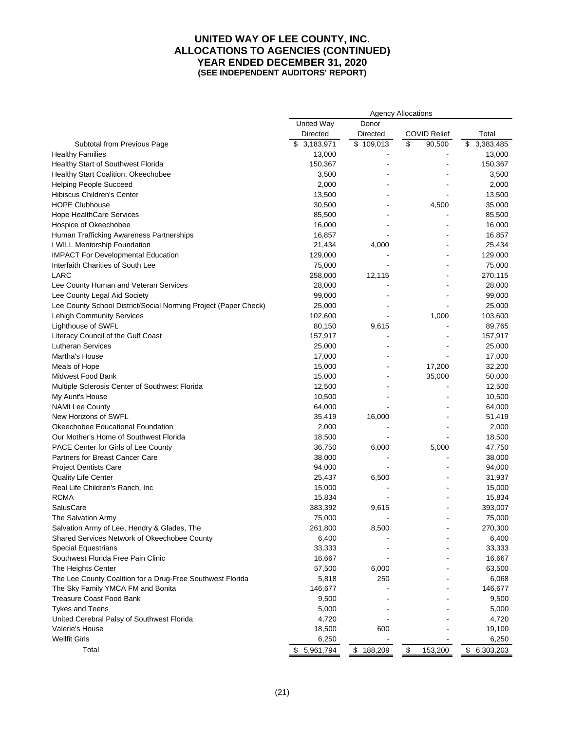# UNITED WAY OF LEE COUNTY, INC.
## ALLOCATIONS TO AGENCIES (CONTINUED)
## YEAR ENDED DECEMBER 31, 2020
### (SEE INDEPENDENT AUDITORS' REPORT)

| | Agency Allocations | | | |
|---|---|---|---|---|
| | United Way Directed | Donor Directed | COVID Relief | Total |
| Subtotal from Previous Page | $ 3,183,971 | $ 109,013 | $ 90,500 | $ 3,383,485 |
| Healthy Families | 13,000 | - | - | 13,000 |
| Healthy Start of Southwest Florida | 150,367 | - | - | 150,367 |
| Healthy Start Coalition, Okeechobee | 3,500 | - | - | 3,500 |
| Helping People Succeed | 2,000 | - | - | 2,000 |
| Hibiscus Children's Center | 13,500 | - | - | 13,500 |
| HOPE Clubhouse | 30,500 | - | 4,500 | 35,000 |
| Hope HealthCare Services | 85,500 | - | - | 85,500 |
| Hospice of Okeechobee | 16,000 | - | - | 16,000 |
| Human Trafficking Awareness Partnerships | 16,857 | - | - | 16,857 |
| I WILL Mentorship Foundation | 21,434 | 4,000 | - | 25,434 |
| IMPACT For Developmental Education | 129,000 | - | - | 129,000 |
| Interfaith Charities of South Lee | 75,000 | - | - | 75,000 |
| LARC | 258,000 | 12,115 | - | 270,115 |
| Lee County Human and Veteran Services | 28,000 | - | - | 28,000 |
| Lee County Legal Aid Society | 99,000 | - | - | 99,000 |
| Lee County School District/Social Norming Project (Paper Check) | 25,000 | - | - | 25,000 |
| Lehigh Community Services | 102,600 | - | 1,000 | 103,600 |
| Lighthouse of SWFL | 80,150 | 9,615 | - | 89,765 |
| Literacy Council of the Gulf Coast | 157,917 | - | - | 157,917 |
| Lutheran Services | 25,000 | - | - | 25,000 |
| Martha's House | 17,000 | - | - | 17,000 |
| Meals of Hope | 15,000 | - | 17,200 | 32,200 |
| Midwest Food Bank | 15,000 | - | 35,000 | 50,000 |
| Multiple Sclerosis Center of Southwest Florida | 12,500 | - | - | 12,500 |
| My Aunt's House | 10,500 | - | - | 10,500 |
| NAMI Lee County | 64,000 | - | - | 64,000 |
| New Horizons of SWFL | 35,419 | 16,000 | - | 51,419 |
| Okeechobee Educational Foundation | 2,000 | - | - | 2,000 |
| Our Mother's Home of Southwest Florida | 18,500 | - | - | 18,500 |
| PACE Center for Girls of Lee County | 36,750 | 6,000 | 5,000 | 47,750 |
| Partners for Breast Cancer Care | 38,000 | - | - | 38,000 |
| Project Dentists Care | 94,000 | - | - | 94,000 |
| Quality Life Center | 25,437 | 6,500 | - | 31,937 |
| Real Life Children's Ranch, Inc | 15,000 | - | - | 15,000 |
| RCMA | 15,834 | - | - | 15,834 |
| SalusCare | 383,392 | 9,615 | - | 393,007 |
| The Salvation Army | 75,000 | - | - | 75,000 |
| Salvation Army of Lee, Hendry & Glades, The | 261,800 | 8,500 | - | 270,300 |
| Shared Services Network of Okeechobee County | 6,400 | - | - | 6,400 |
| Special Equestrians | 33,333 | - | - | 33,333 |
| Southwest Florida Free Pain Clinic | 16,667 | - | - | 16,667 |
| The Heights Center | 57,500 | 6,000 | - | 63,500 |
| The Lee County Coalition for a Drug-Free Southwest Florida | 5,818 | 250 | - | 6,068 |
| The Sky Family YMCA FM and Bonita | 146,677 | - | - | 146,677 |
| Treasure Coast Food Bank | 9,500 | - | - | 9,500 |
| Tykes and Teens | 5,000 | - | - | 5,000 |
| United Cerebral Palsy of Southwest Florida | 4,720 | - | - | 4,720 |
| Valerie's House | 18,500 | 600 | - | 19,100 |
| Wellfit Girls | 6,250 | - | - | 6,250 |
| Total | $ 5,961,794 | $ 188,209 | $ 153,200 | $ 6,303,203 |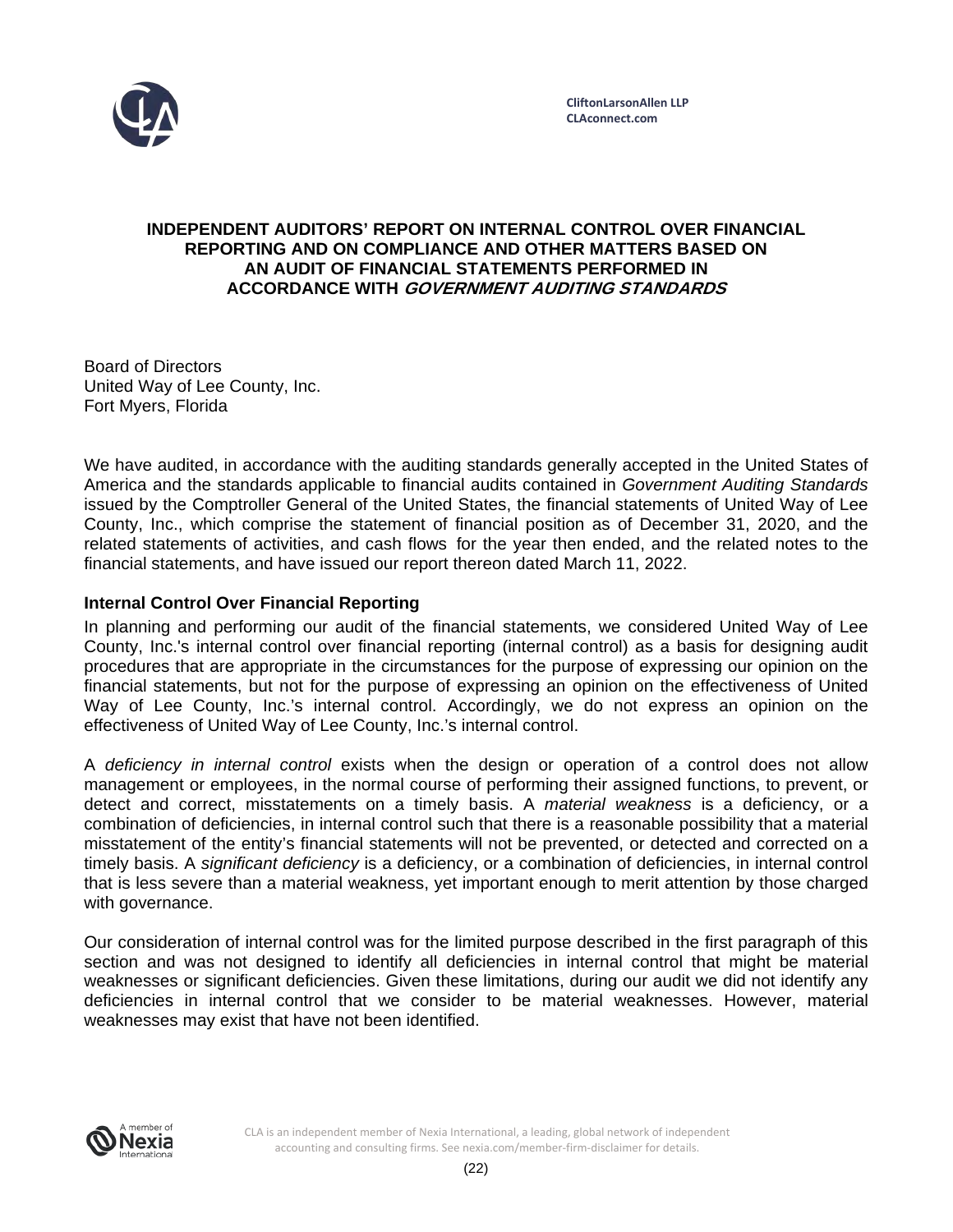CliftonLarsonAllen LLP
CLAconnect.com

# INDEPENDENT AUDITORS' REPORT ON INTERNAL CONTROL OVER FINANCIAL REPORTING AND ON COMPLIANCE AND OTHER MATTERS BASED ON AN AUDIT OF FINANCIAL STATEMENTS PERFORMED IN ACCORDANCE WITH *GOVERNMENT AUDITING STANDARDS*

Board of Directors
United Way of Lee County, Inc.
Fort Myers, Florida

We have audited, in accordance with the auditing standards generally accepted in the United States of America and the standards applicable to financial audits contained in *Government Auditing Standards* issued by the Comptroller General of the United States, the financial statements of United Way of Lee County, Inc., which comprise the statement of financial position as of December 31, 2020, and the related statements of activities, and cash flows for the year then ended, and the related notes to the financial statements, and have issued our report thereon dated March 11, 2022.

## Internal Control Over Financial Reporting

In planning and performing our audit of the financial statements, we considered United Way of Lee County, Inc.'s internal control over financial reporting (internal control) as a basis for designing audit procedures that are appropriate in the circumstances for the purpose of expressing our opinion on the financial statements, but not for the purpose of expressing an opinion on the effectiveness of United Way of Lee County, Inc.'s internal control. Accordingly, we do not express an opinion on the effectiveness of United Way of Lee County, Inc.'s internal control.

A *deficiency in internal control* exists when the design or operation of a control does not allow management or employees, in the normal course of performing their assigned functions, to prevent, or detect and correct, misstatements on a timely basis. A *material weakness* is a deficiency, or a combination of deficiencies, in internal control such that there is a reasonable possibility that a material misstatement of the entity's financial statements will not be prevented, or detected and corrected on a timely basis. A *significant deficiency* is a deficiency, or a combination of deficiencies, in internal control that is less severe than a material weakness, yet important enough to merit attention by those charged with governance.

Our consideration of internal control was for the limited purpose described in the first paragraph of this section and was not designed to identify all deficiencies in internal control that might be material weaknesses or significant deficiencies. Given these limitations, during our audit we did not identify any deficiencies in internal control that we consider to be material weaknesses. However, material weaknesses may exist that have not been identified.

CLA is an independent member of Nexia International, a leading, global network of independent accounting and consulting firms. See nexia.com/member-firm-disclaimer for details.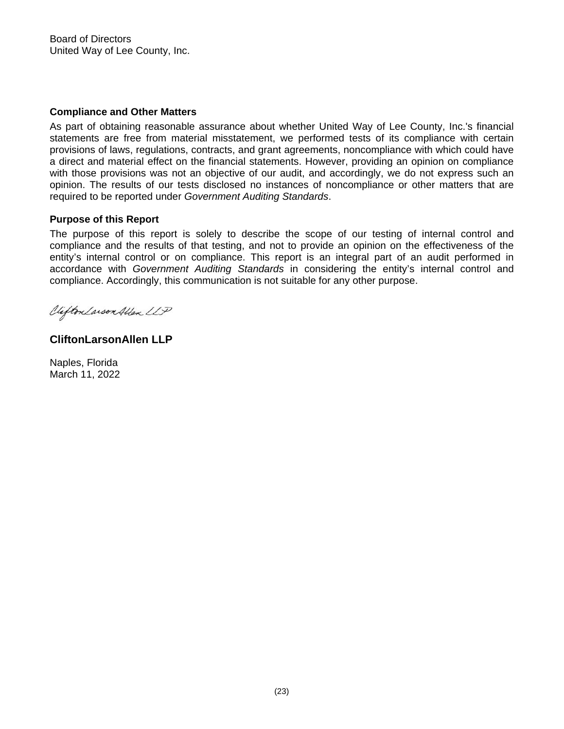Board of Directors
United Way of Lee County, Inc.

**Compliance and Other Matters**

As part of obtaining reasonable assurance about whether United Way of Lee County, Inc.'s financial statements are free from material misstatement, we performed tests of its compliance with certain provisions of laws, regulations, contracts, and grant agreements, noncompliance with which could have a direct and material effect on the financial statements. However, providing an opinion on compliance with those provisions was not an objective of our audit, and accordingly, we do not express such an opinion. The results of our tests disclosed no instances of noncompliance or other matters that are required to be reported under *Government Auditing Standards*.

**Purpose of this Report**

The purpose of this report is solely to describe the scope of our testing of internal control and compliance and the results of that testing, and not to provide an opinion on the effectiveness of the entity's internal control or on compliance. This report is an integral part of an audit performed in accordance with *Government Auditing Standards* in considering the entity's internal control and compliance. Accordingly, this communication is not suitable for any other purpose.

CliftonLarsonAllen LLP

**CliftonLarsonAllen LLP**

Naples, Florida
March 11, 2022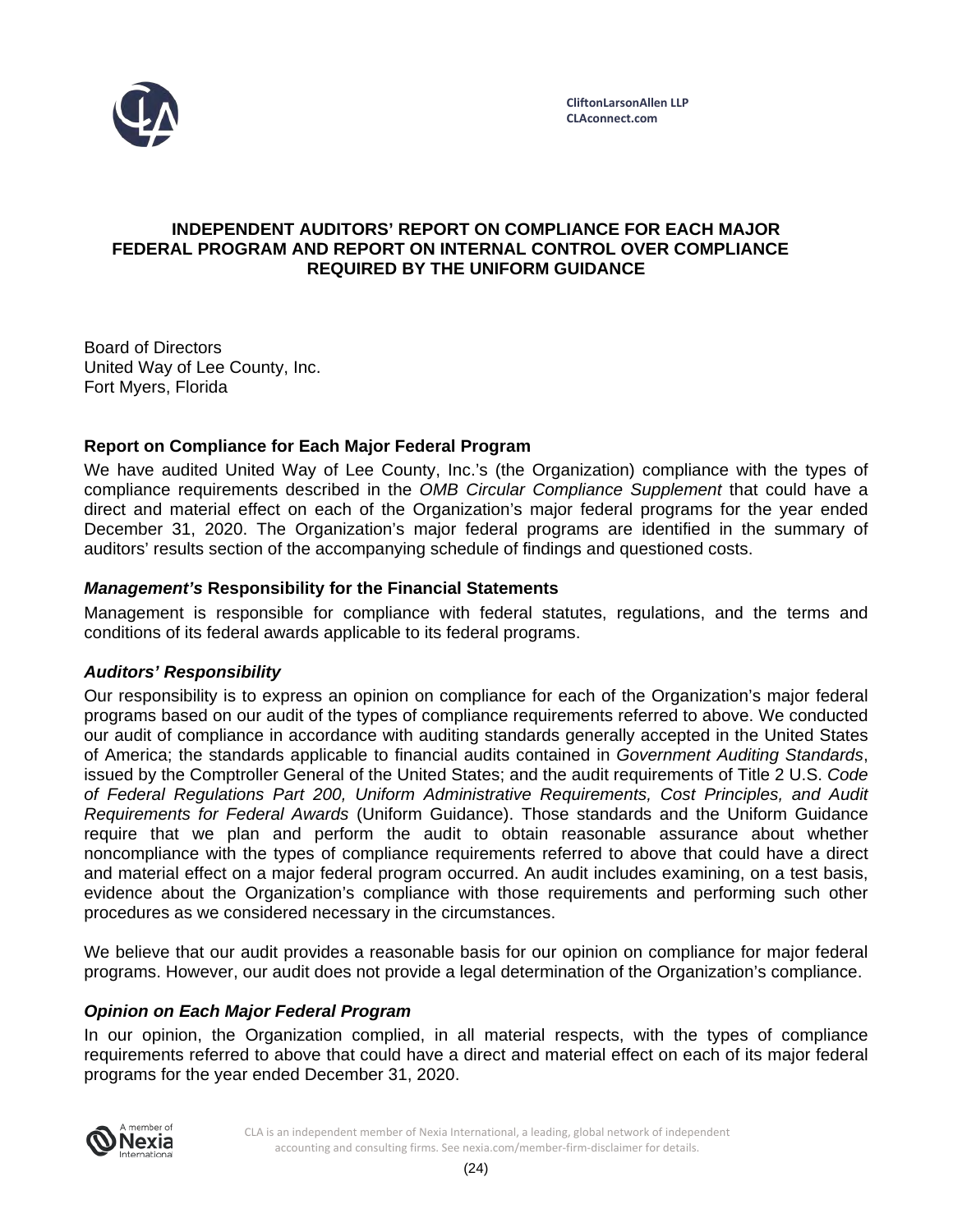CliftonLarsonAllen LLP
CLAconnect.com

# INDEPENDENT AUDITORS' REPORT ON COMPLIANCE FOR EACH MAJOR FEDERAL PROGRAM AND REPORT ON INTERNAL CONTROL OVER COMPLIANCE REQUIRED BY THE UNIFORM GUIDANCE

Board of Directors
United Way of Lee County, Inc.
Fort Myers, Florida

## Report on Compliance for Each Major Federal Program

We have audited United Way of Lee County, Inc.'s (the Organization) compliance with the types of compliance requirements described in the *OMB Circular Compliance Supplement* that could have a direct and material effect on each of the Organization's major federal programs for the year ended December 31, 2020. The Organization's major federal programs are identified in the summary of auditors' results section of the accompanying schedule of findings and questioned costs.

### *Management's* Responsibility for the Financial Statements

Management is responsible for compliance with federal statutes, regulations, and the terms and conditions of its federal awards applicable to its federal programs.

### *Auditors' Responsibility*

Our responsibility is to express an opinion on compliance for each of the Organization's major federal programs based on our audit of the types of compliance requirements referred to above. We conducted our audit of compliance in accordance with auditing standards generally accepted in the United States of America; the standards applicable to financial audits contained in *Government Auditing Standards*, issued by the Comptroller General of the United States; and the audit requirements of Title 2 U.S. *Code of Federal Regulations Part 200, Uniform Administrative Requirements, Cost Principles, and Audit Requirements for Federal Awards* (Uniform Guidance). Those standards and the Uniform Guidance require that we plan and perform the audit to obtain reasonable assurance about whether noncompliance with the types of compliance requirements referred to above that could have a direct and material effect on a major federal program occurred. An audit includes examining, on a test basis, evidence about the Organization's compliance with those requirements and performing such other procedures as we considered necessary in the circumstances.

We believe that our audit provides a reasonable basis for our opinion on compliance for major federal programs. However, our audit does not provide a legal determination of the Organization's compliance.

### *Opinion on Each Major Federal Program*

In our opinion, the Organization complied, in all material respects, with the types of compliance requirements referred to above that could have a direct and material effect on each of its major federal programs for the year ended December 31, 2020.

CLA is an independent member of Nexia International, a leading, global network of independent accounting and consulting firms. See nexia.com/member-firm-disclaimer for details.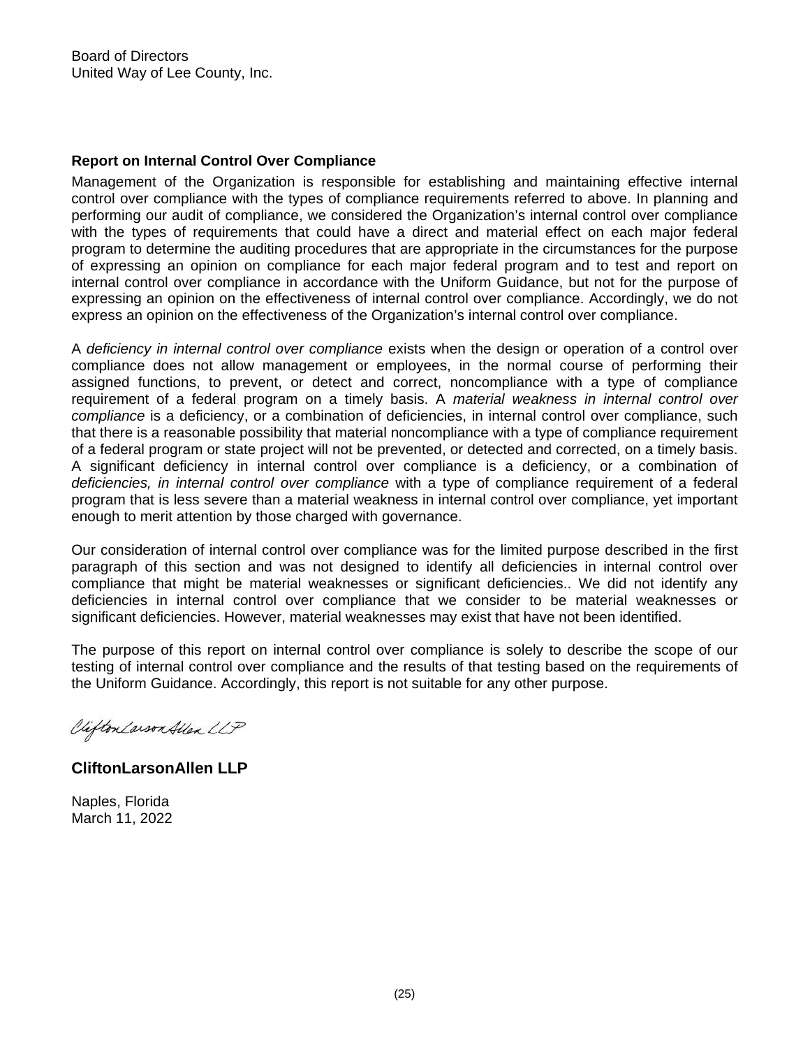Board of Directors
United Way of Lee County, Inc.

**Report on Internal Control Over Compliance**

Management of the Organization is responsible for establishing and maintaining effective internal control over compliance with the types of compliance requirements referred to above. In planning and performing our audit of compliance, we considered the Organization's internal control over compliance with the types of requirements that could have a direct and material effect on each major federal program to determine the auditing procedures that are appropriate in the circumstances for the purpose of expressing an opinion on compliance for each major federal program and to test and report on internal control over compliance in accordance with the Uniform Guidance, but not for the purpose of expressing an opinion on the effectiveness of internal control over compliance. Accordingly, we do not express an opinion on the effectiveness of the Organization's internal control over compliance.

A *deficiency in internal control over compliance* exists when the design or operation of a control over compliance does not allow management or employees, in the normal course of performing their assigned functions, to prevent, or detect and correct, noncompliance with a type of compliance requirement of a federal program on a timely basis. A *material weakness in internal control over compliance* is a deficiency, or a combination of deficiencies, in internal control over compliance, such that there is a reasonable possibility that material noncompliance with a type of compliance requirement of a federal program or state project will not be prevented, or detected and corrected, on a timely basis. A significant deficiency in internal control over compliance is a deficiency, or a combination of *deficiencies, in internal control over compliance* with a type of compliance requirement of a federal program that is less severe than a material weakness in internal control over compliance, yet important enough to merit attention by those charged with governance.

Our consideration of internal control over compliance was for the limited purpose described in the first paragraph of this section and was not designed to identify all deficiencies in internal control over compliance that might be material weaknesses or significant deficiencies.. We did not identify any deficiencies in internal control over compliance that we consider to be material weaknesses or significant deficiencies. However, material weaknesses may exist that have not been identified.

The purpose of this report on internal control over compliance is solely to describe the scope of our testing of internal control over compliance and the results of that testing based on the requirements of the Uniform Guidance. Accordingly, this report is not suitable for any other purpose.

*CliftonLarsonAllen LLP*

**CliftonLarsonAllen LLP**

Naples, Florida
March 11, 2022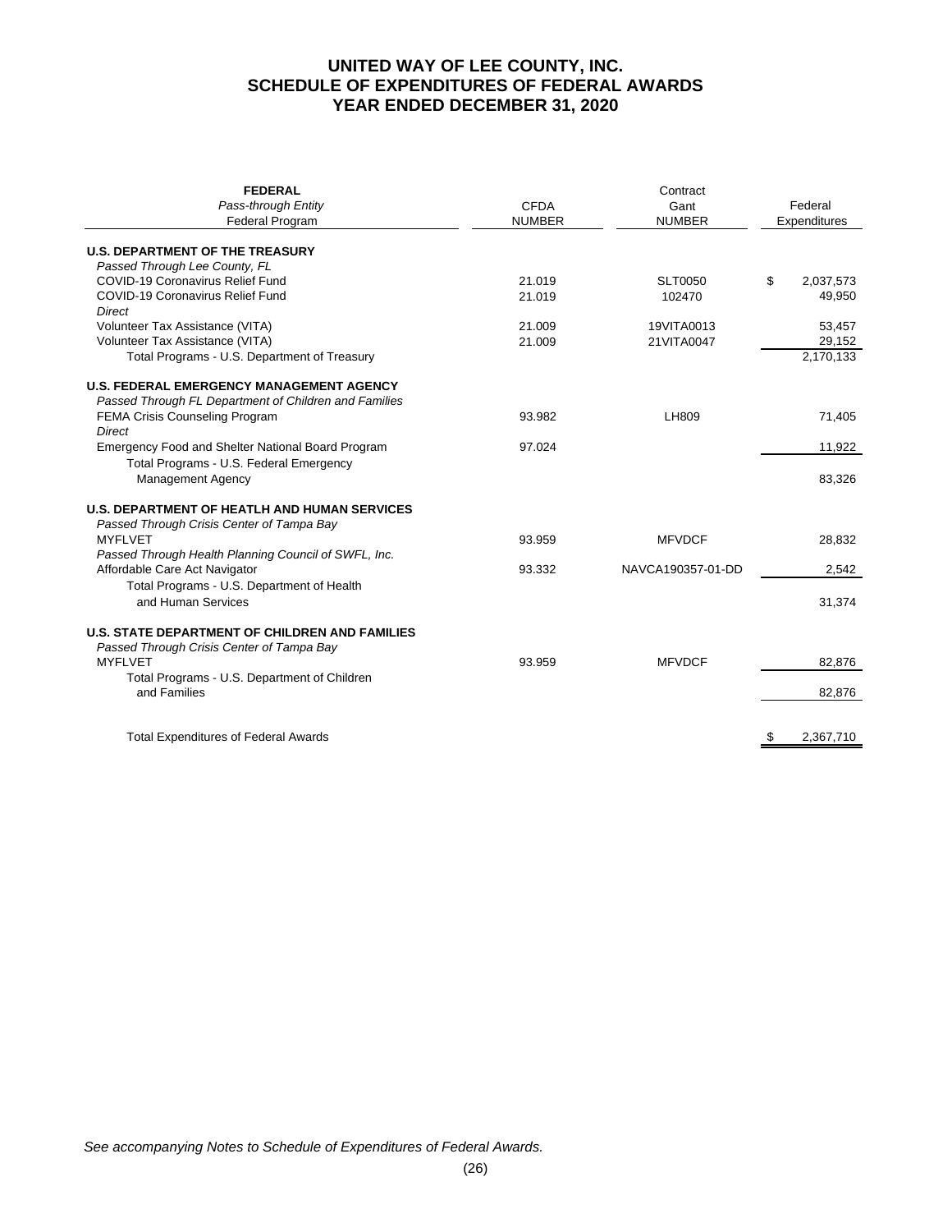# UNITED WAY OF LEE COUNTY, INC.
# SCHEDULE OF EXPENDITURES OF FEDERAL AWARDS
# YEAR ENDED DECEMBER 31, 2020

| **FEDERAL**<br>*Pass-through Entity*<br>Federal Program | CFDA NUMBER | Contract Gant NUMBER | Federal Expenditures |
|---|---|---|---|
| **U.S. DEPARTMENT OF THE TREASURY** | | | |
| *Passed Through Lee County, FL* | | | |
| COVID-19 Coronavirus Relief Fund | 21.019 | SLT0050 | $ 2,037,573 |
| COVID-19 Coronavirus Relief Fund | 21.019 | 102470 | 49,950 |
| *Direct* | | | |
| Volunteer Tax Assistance (VITA) | 21.009 | 19VITA0013 | 53,457 |
| Volunteer Tax Assistance (VITA) | 21.009 | 21VITA0047 | 29,152 |
| Total Programs - U.S. Department of Treasury | | | 2,170,133 |
| **U.S. FEDERAL EMERGENCY MANAGEMENT AGENCY** | | | |
| *Passed Through FL Department of Children and Families* | | | |
| FEMA Crisis Counseling Program | 93.982 | LH809 | 71,405 |
| *Direct* | | | |
| Emergency Food and Shelter National Board Program | 97.024 | | 11,922 |
| Total Programs - U.S. Federal Emergency Management Agency | | | 83,326 |
| **U.S. DEPARTMENT OF HEATLH AND HUMAN SERVICES** | | | |
| *Passed Through Crisis Center of Tampa Bay* | | | |
| MYFLVET | 93.959 | MFVDCF | 28,832 |
| *Passed Through Health Planning Council of SWFL, Inc.* | | | |
| Affordable Care Act Navigator | 93.332 | NAVCA190357-01-DD | 2,542 |
| Total Programs - U.S. Department of Health and Human Services | | | 31,374 |
| **U.S. STATE DEPARTMENT OF CHILDREN AND FAMILIES** | | | |
| *Passed Through Crisis Center of Tampa Bay* | | | |
| MYFLVET | 93.959 | MFVDCF | 82,876 |
| Total Programs - U.S. Department of Children and Families | | | 82,876 |
| Total Expenditures of Federal Awards | | | $ 2,367,710 |

*See accompanying Notes to Schedule of Expenditures of Federal Awards.*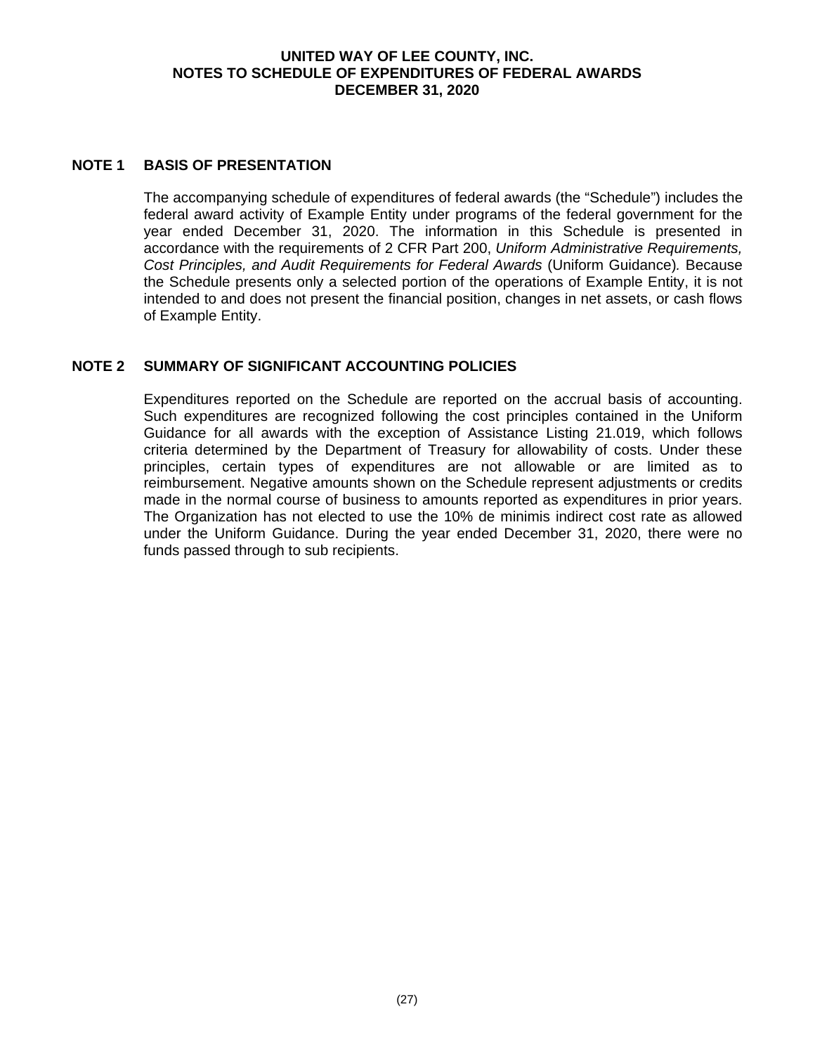# UNITED WAY OF LEE COUNTY, INC.
# NOTES TO SCHEDULE OF EXPENDITURES OF FEDERAL AWARDS
# DECEMBER 31, 2020

## NOTE 1 BASIS OF PRESENTATION

The accompanying schedule of expenditures of federal awards (the "Schedule") includes the federal award activity of Example Entity under programs of the federal government for the year ended December 31, 2020. The information in this Schedule is presented in accordance with the requirements of 2 CFR Part 200, *Uniform Administrative Requirements, Cost Principles, and Audit Requirements for Federal Awards* (Uniform Guidance)*.* Because the Schedule presents only a selected portion of the operations of Example Entity, it is not intended to and does not present the financial position, changes in net assets, or cash flows of Example Entity.

## NOTE 2 SUMMARY OF SIGNIFICANT ACCOUNTING POLICIES

Expenditures reported on the Schedule are reported on the accrual basis of accounting. Such expenditures are recognized following the cost principles contained in the Uniform Guidance for all awards with the exception of Assistance Listing 21.019, which follows criteria determined by the Department of Treasury for allowability of costs. Under these principles, certain types of expenditures are not allowable or are limited as to reimbursement. Negative amounts shown on the Schedule represent adjustments or credits made in the normal course of business to amounts reported as expenditures in prior years. The Organization has not elected to use the 10% de minimis indirect cost rate as allowed under the Uniform Guidance. During the year ended December 31, 2020, there were no funds passed through to sub recipients.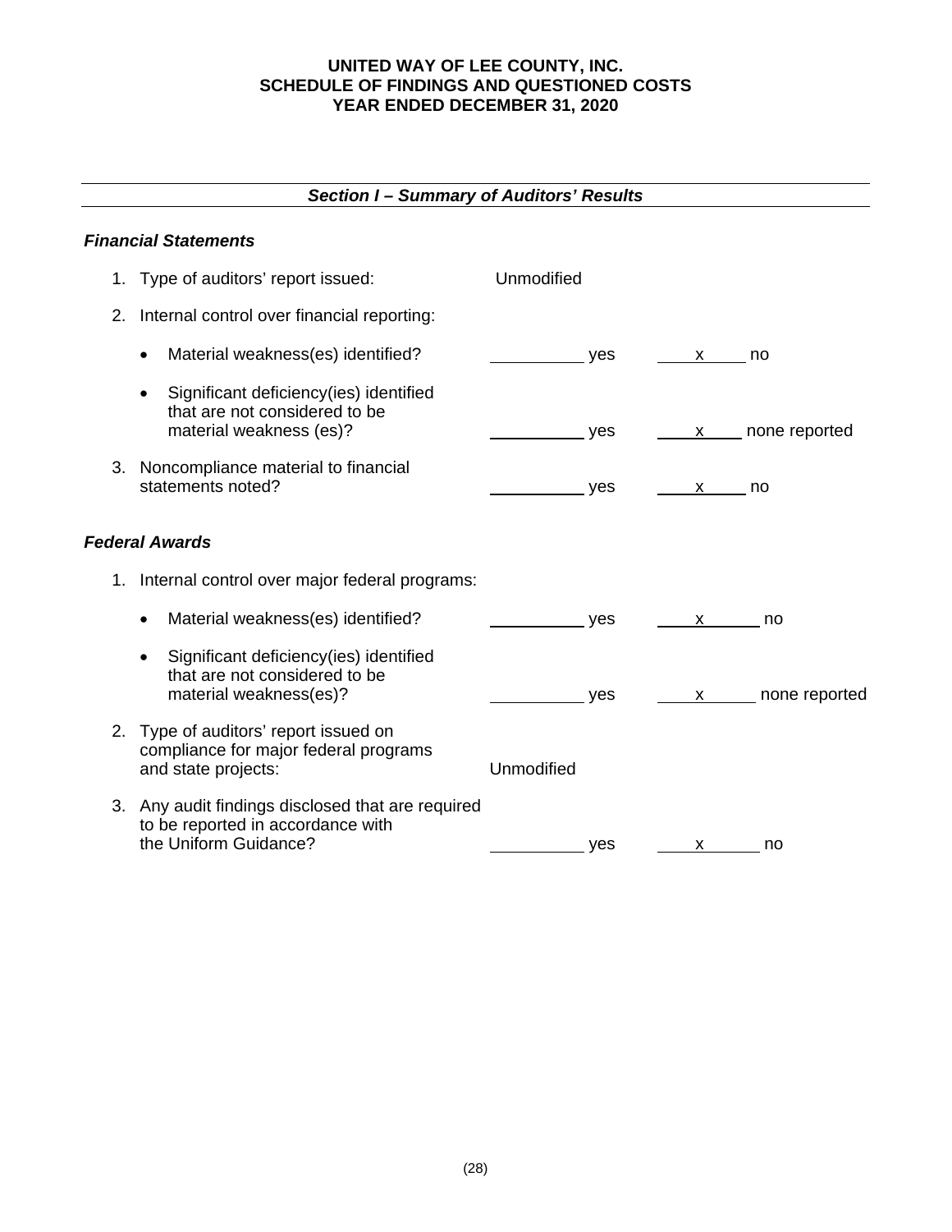**UNITED WAY OF LEE COUNTY, INC.**
**SCHEDULE OF FINDINGS AND QUESTIONED COSTS**
**YEAR ENDED DECEMBER 31, 2020**

---

***Section I – Summary of Auditors' Results***

---

***Financial Statements***

1. Type of auditors' report issued: Unmodified

2. Internal control over financial reporting:

   - Material weakness(es) identified? \_\_\_\_\_\_ yes \_\_x\_\_ no

   - Significant deficiency(ies) identified that are not considered to be material weakness (es)? \_\_\_\_\_\_ yes \_\_x\_\_ none reported

3. Noncompliance material to financial statements noted? \_\_\_\_\_\_ yes \_\_x\_\_ no

***Federal Awards***

1. Internal control over major federal programs:

   - Material weakness(es) identified? \_\_\_\_\_\_ yes \_\_x\_\_ no

   - Significant deficiency(ies) identified that are not considered to be material weakness(es)? \_\_\_\_\_\_ yes \_\_x\_\_ none reported

2. Type of auditors' report issued on compliance for major federal programs and state projects: Unmodified

3. Any audit findings disclosed that are required to be reported in accordance with the Uniform Guidance? \_\_\_\_\_\_ yes \_\_x\_\_ no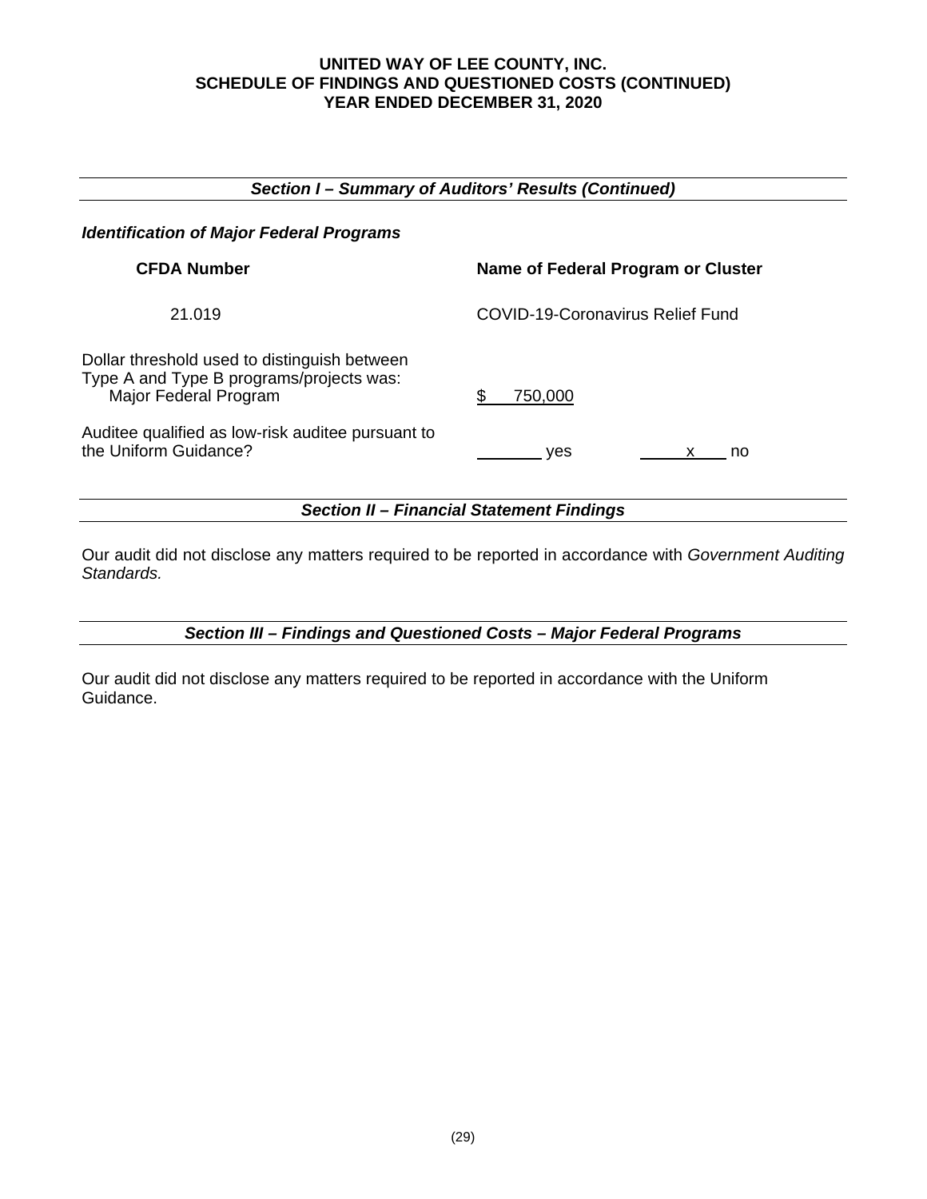**UNITED WAY OF LEE COUNTY, INC.**
**SCHEDULE OF FINDINGS AND QUESTIONED COSTS (CONTINUED)**
**YEAR ENDED DECEMBER 31, 2020**

### *Section I – Summary of Auditors' Results (Continued)*

***Identification of Major Federal Programs***

| CFDA Number | Name of Federal Program or Cluster |
|---|---|
| 21.019 | COVID-19-Coronavirus Relief Fund |

Dollar threshold used to distinguish between Type A and Type B programs/projects was:
Major Federal Program — $ 750,000

Auditee qualified as low-risk auditee pursuant to the Uniform Guidance? ______ yes ___x___ no

### *Section II – Financial Statement Findings*

Our audit did not disclose any matters required to be reported in accordance with *Government Auditing Standards.*

### *Section III – Findings and Questioned Costs – Major Federal Programs*

Our audit did not disclose any matters required to be reported in accordance with the Uniform Guidance.